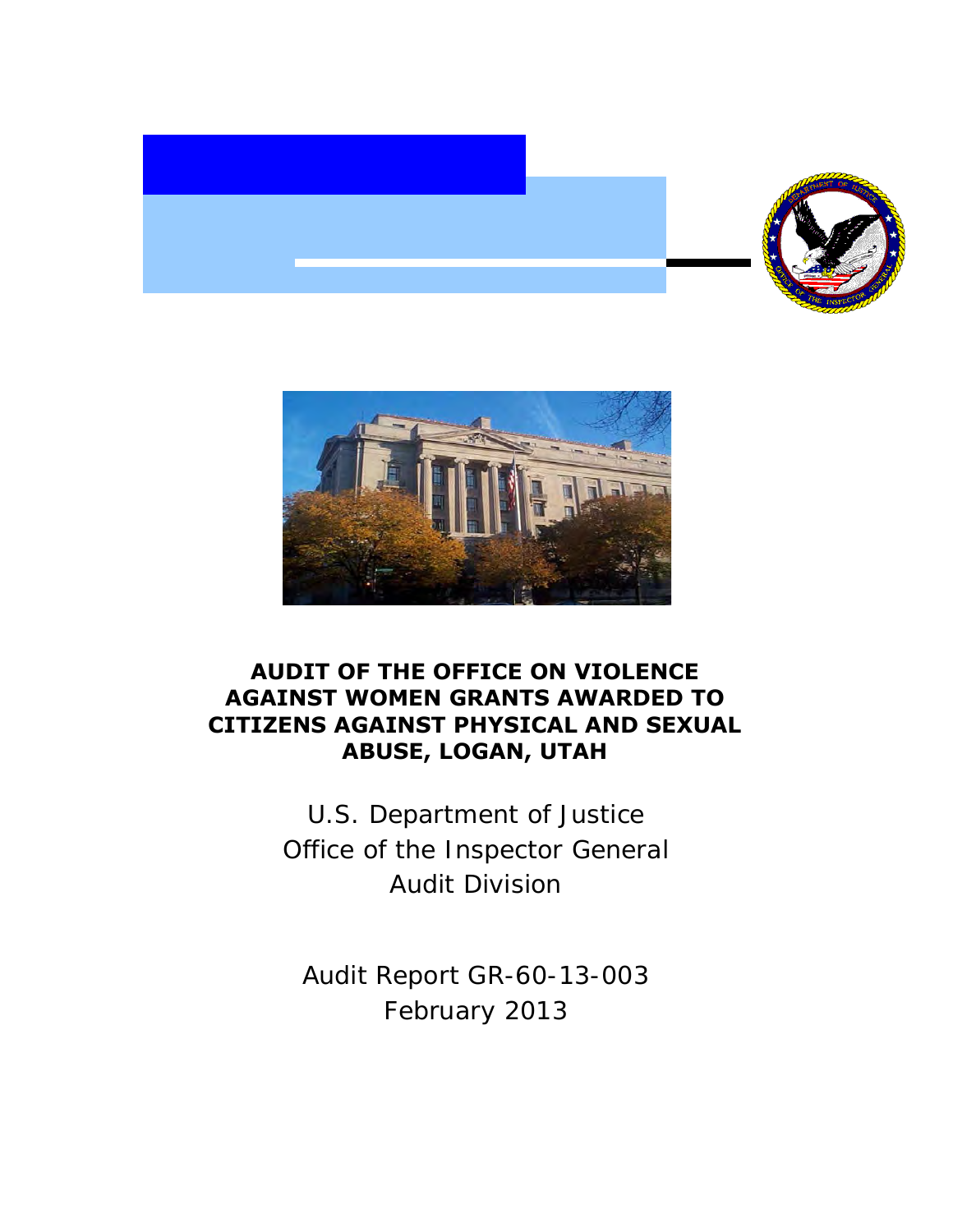# AUDIT OF THE OFFICE ON VIOLENCE AGAINST WOMEN GRANTS AWARDED TO CITIZENS AGAINST PHYSICAL AND SEXUAL ABUSE, LOGAN, UTAH

U.S. Department of Justice
Office of the Inspector General
Audit Division

Audit Report GR-60-13-003
February 2013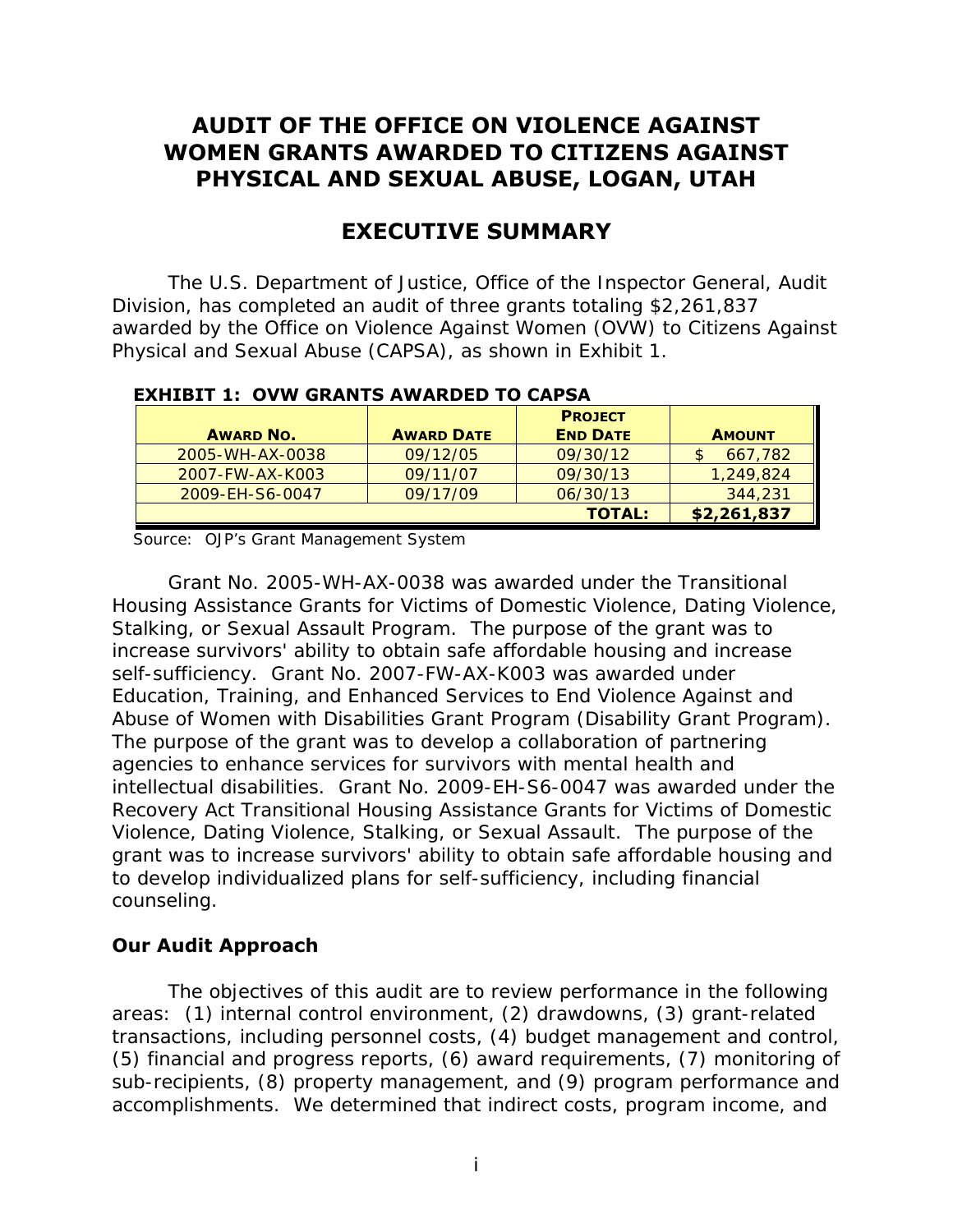# AUDIT OF THE OFFICE ON VIOLENCE AGAINST WOMEN GRANTS AWARDED TO CITIZENS AGAINST PHYSICAL AND SEXUAL ABUSE, LOGAN, UTAH

## EXECUTIVE SUMMARY

The U.S. Department of Justice, Office of the Inspector General, Audit Division, has completed an audit of three grants totaling $2,261,837 awarded by the Office on Violence Against Women (OVW) to Citizens Against Physical and Sexual Abuse (CAPSA), as shown in Exhibit 1.

**EXHIBIT 1: OVW GRANTS AWARDED TO CAPSA**

| AWARD NO. | AWARD DATE | PROJECT END DATE | AMOUNT |
|---|---|---|---|
| 2005-WH-AX-0038 | 09/12/05 | 09/30/12 | $ 667,782 |
| 2007-FW-AX-K003 | 09/11/07 | 09/30/13 | 1,249,824 |
| 2009-EH-S6-0047 | 09/17/09 | 06/30/13 | 344,231 |
| | | **TOTAL:** | **$2,261,837** |

Source: OJP's Grant Management System

Grant No. 2005-WH-AX-0038 was awarded under the Transitional Housing Assistance Grants for Victims of Domestic Violence, Dating Violence, Stalking, or Sexual Assault Program. The purpose of the grant was to increase survivors' ability to obtain safe affordable housing and increase self-sufficiency. Grant No. 2007-FW-AX-K003 was awarded under Education, Training, and Enhanced Services to End Violence Against and Abuse of Women with Disabilities Grant Program (Disability Grant Program). The purpose of the grant was to develop a collaboration of partnering agencies to enhance services for survivors with mental health and intellectual disabilities. Grant No. 2009-EH-S6-0047 was awarded under the Recovery Act Transitional Housing Assistance Grants for Victims of Domestic Violence, Dating Violence, Stalking, or Sexual Assault. The purpose of the grant was to increase survivors' ability to obtain safe affordable housing and to develop individualized plans for self-sufficiency, including financial counseling.

### Our Audit Approach

The objectives of this audit are to review performance in the following areas: (1) internal control environment, (2) drawdowns, (3) grant-related transactions, including personnel costs, (4) budget management and control, (5) financial and progress reports, (6) award requirements, (7) monitoring of sub-recipients, (8) property management, and (9) program performance and accomplishments. We determined that indirect costs, program income, and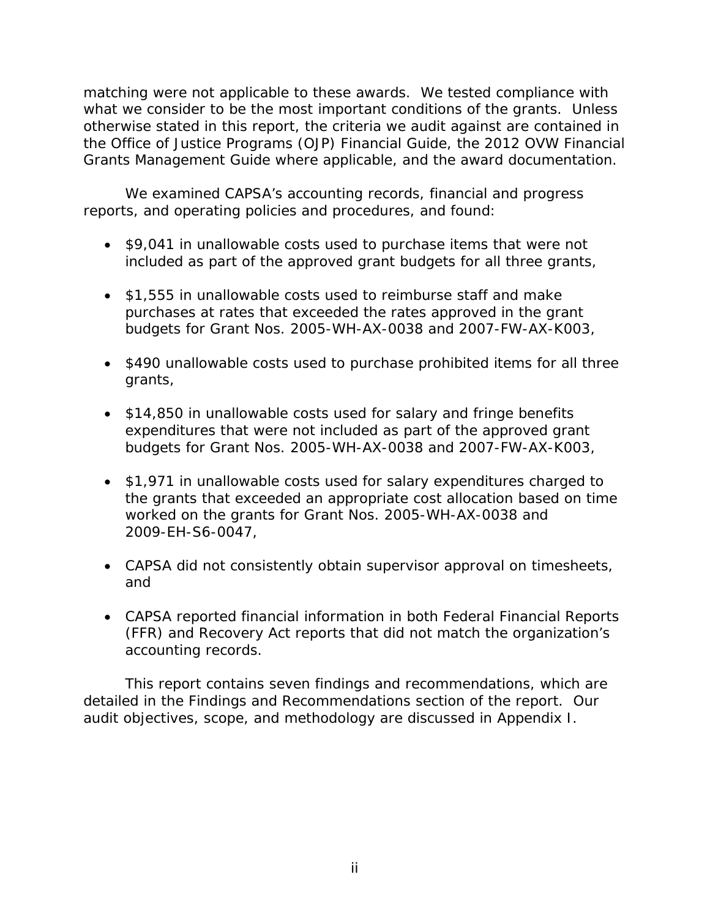matching were not applicable to these awards. We tested compliance with what we consider to be the most important conditions of the grants. Unless otherwise stated in this report, the criteria we audit against are contained in the Office of Justice Programs (OJP) Financial Guide, the 2012 OVW Financial Grants Management Guide where applicable, and the award documentation.

We examined CAPSA's accounting records, financial and progress reports, and operating policies and procedures, and found:

- $9,041 in unallowable costs used to purchase items that were not included as part of the approved grant budgets for all three grants,
- $1,555 in unallowable costs used to reimburse staff and make purchases at rates that exceeded the rates approved in the grant budgets for Grant Nos. 2005-WH-AX-0038 and 2007-FW-AX-K003,
- $490 unallowable costs used to purchase prohibited items for all three grants,
- $14,850 in unallowable costs used for salary and fringe benefits expenditures that were not included as part of the approved grant budgets for Grant Nos. 2005-WH-AX-0038 and 2007-FW-AX-K003,
- $1,971 in unallowable costs used for salary expenditures charged to the grants that exceeded an appropriate cost allocation based on time worked on the grants for Grant Nos. 2005-WH-AX-0038 and 2009-EH-S6-0047,
- CAPSA did not consistently obtain supervisor approval on timesheets, and
- CAPSA reported financial information in both Federal Financial Reports (FFR) and Recovery Act reports that did not match the organization's accounting records.

This report contains seven findings and recommendations, which are detailed in the Findings and Recommendations section of the report. Our audit objectives, scope, and methodology are discussed in Appendix I.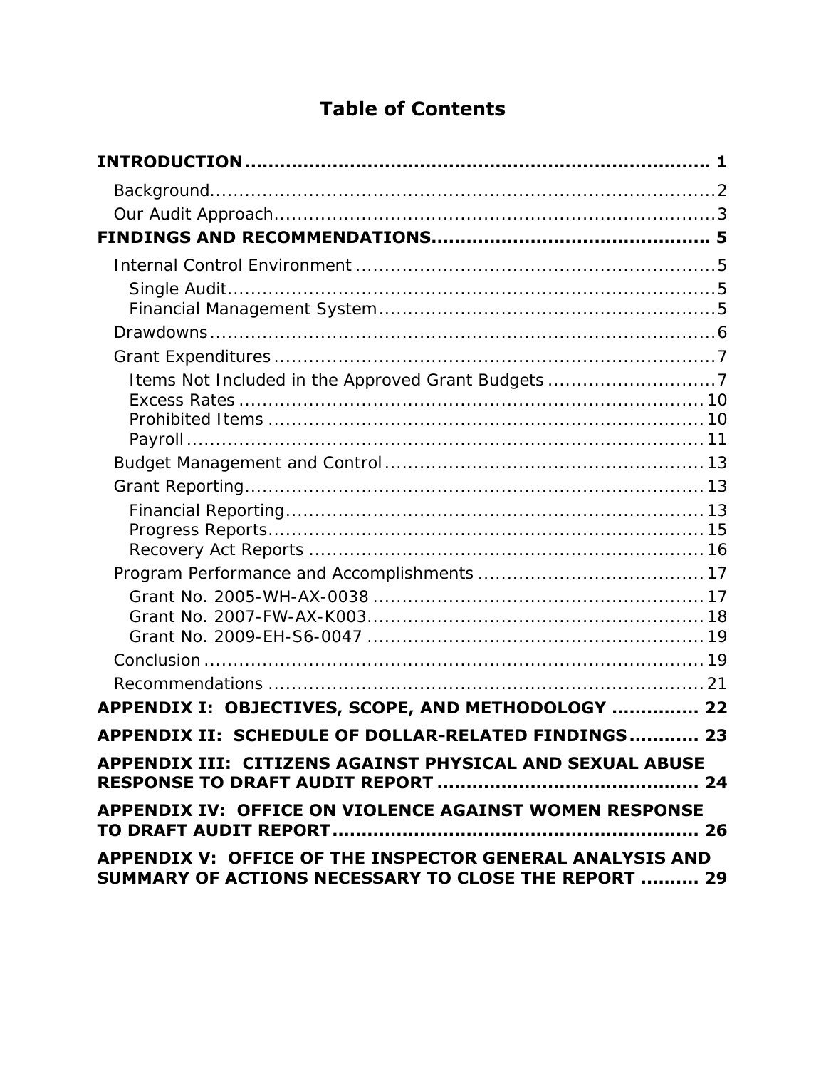# Table of Contents

**INTRODUCTION** .......... 1

- Background .......... 2
- Our Audit Approach .......... 3

**FINDINGS AND RECOMMENDATIONS** .......... 5

- Internal Control Environment .......... 5
  - Single Audit .......... 5
  - Financial Management System .......... 5
- Drawdowns .......... 6
- Grant Expenditures .......... 7
  - Items Not Included in the Approved Grant Budgets .......... 7
  - Excess Rates .......... 10
  - Prohibited Items .......... 10
  - Payroll .......... 11
- Budget Management and Control .......... 13
- Grant Reporting .......... 13
  - Financial Reporting .......... 13
  - Progress Reports .......... 15
  - Recovery Act Reports .......... 16
- Program Performance and Accomplishments .......... 17
  - Grant No. 2005-WH-AX-0038 .......... 17
  - Grant No. 2007-FW-AX-K003 .......... 18
  - Grant No. 2009-EH-S6-0047 .......... 19
- Conclusion .......... 19
- Recommendations .......... 21

**APPENDIX I: OBJECTIVES, SCOPE, AND METHODOLOGY** .......... 22

**APPENDIX II: SCHEDULE OF DOLLAR-RELATED FINDINGS** .......... 23

**APPENDIX III: CITIZENS AGAINST PHYSICAL AND SEXUAL ABUSE RESPONSE TO DRAFT AUDIT REPORT** .......... 24

**APPENDIX IV: OFFICE ON VIOLENCE AGAINST WOMEN RESPONSE TO DRAFT AUDIT REPORT** .......... 26

**APPENDIX V: OFFICE OF THE INSPECTOR GENERAL ANALYSIS AND SUMMARY OF ACTIONS NECESSARY TO CLOSE THE REPORT** .......... 29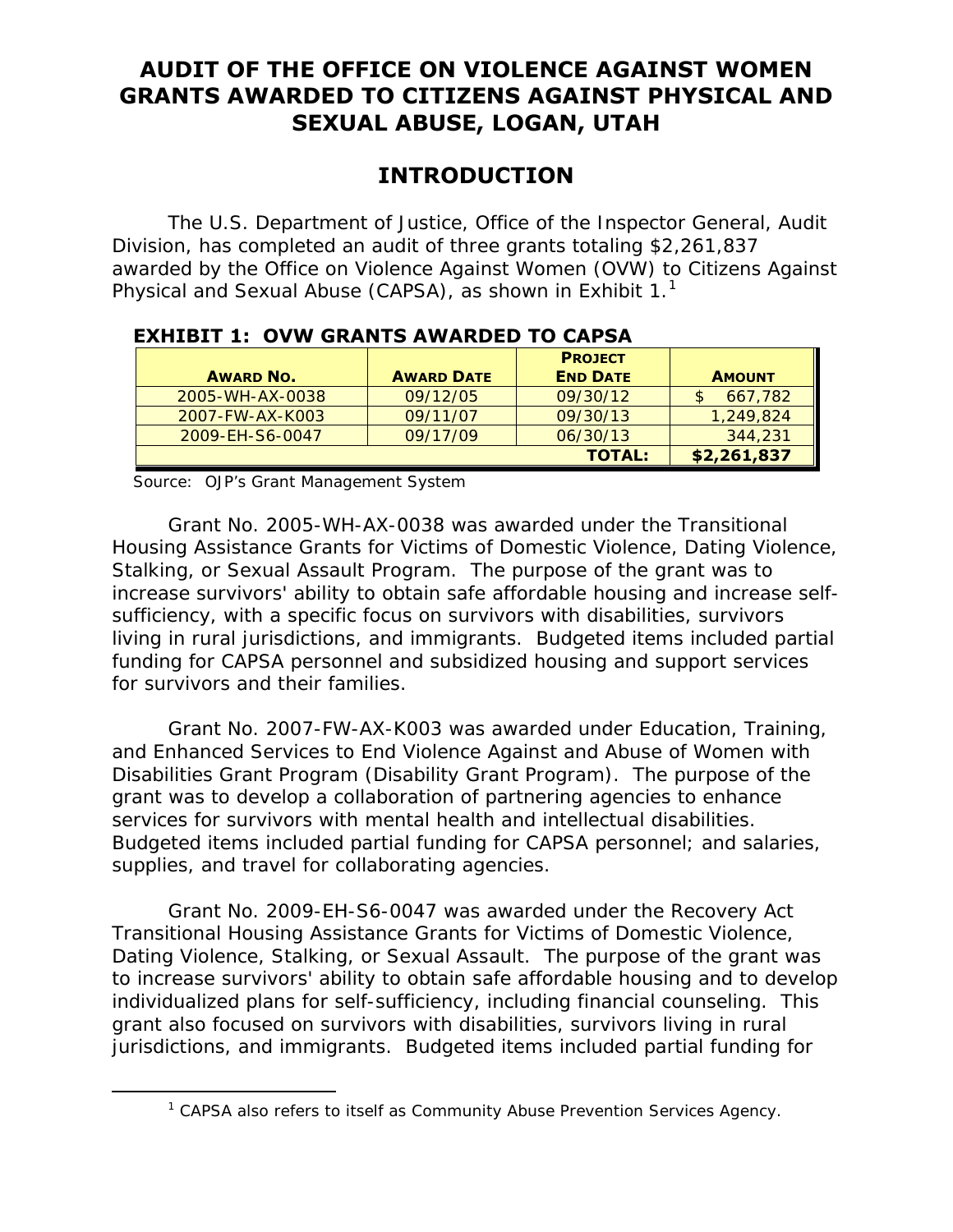# AUDIT OF THE OFFICE ON VIOLENCE AGAINST WOMEN GRANTS AWARDED TO CITIZENS AGAINST PHYSICAL AND SEXUAL ABUSE, LOGAN, UTAH

## INTRODUCTION

The U.S. Department of Justice, Office of the Inspector General, Audit Division, has completed an audit of three grants totaling $2,261,837 awarded by the Office on Violence Against Women (OVW) to Citizens Against Physical and Sexual Abuse (CAPSA), as shown in Exhibit 1.[1]

**EXHIBIT 1: OVW GRANTS AWARDED TO CAPSA**

| AWARD NO. | AWARD DATE | PROJECT END DATE | AMOUNT |
|---|---|---|---|
| 2005-WH-AX-0038 | 09/12/05 | 09/30/12 | $ 667,782 |
| 2007-FW-AX-K003 | 09/11/07 | 09/30/13 | 1,249,824 |
| 2009-EH-S6-0047 | 09/17/09 | 06/30/13 | 344,231 |
| | | **TOTAL:** | **$2,261,837** |

Source: OJP's Grant Management System

Grant No. 2005-WH-AX-0038 was awarded under the Transitional Housing Assistance Grants for Victims of Domestic Violence, Dating Violence, Stalking, or Sexual Assault Program. The purpose of the grant was to increase survivors' ability to obtain safe affordable housing and increase self-sufficiency, with a specific focus on survivors with disabilities, survivors living in rural jurisdictions, and immigrants. Budgeted items included partial funding for CAPSA personnel and subsidized housing and support services for survivors and their families.

Grant No. 2007-FW-AX-K003 was awarded under Education, Training, and Enhanced Services to End Violence Against and Abuse of Women with Disabilities Grant Program (Disability Grant Program). The purpose of the grant was to develop a collaboration of partnering agencies to enhance services for survivors with mental health and intellectual disabilities. Budgeted items included partial funding for CAPSA personnel; and salaries, supplies, and travel for collaborating agencies.

Grant No. 2009-EH-S6-0047 was awarded under the Recovery Act Transitional Housing Assistance Grants for Victims of Domestic Violence, Dating Violence, Stalking, or Sexual Assault. The purpose of the grant was to increase survivors' ability to obtain safe affordable housing and to develop individualized plans for self-sufficiency, including financial counseling. This grant also focused on survivors with disabilities, survivors living in rural jurisdictions, and immigrants. Budgeted items included partial funding for

[1] CAPSA also refers to itself as Community Abuse Prevention Services Agency.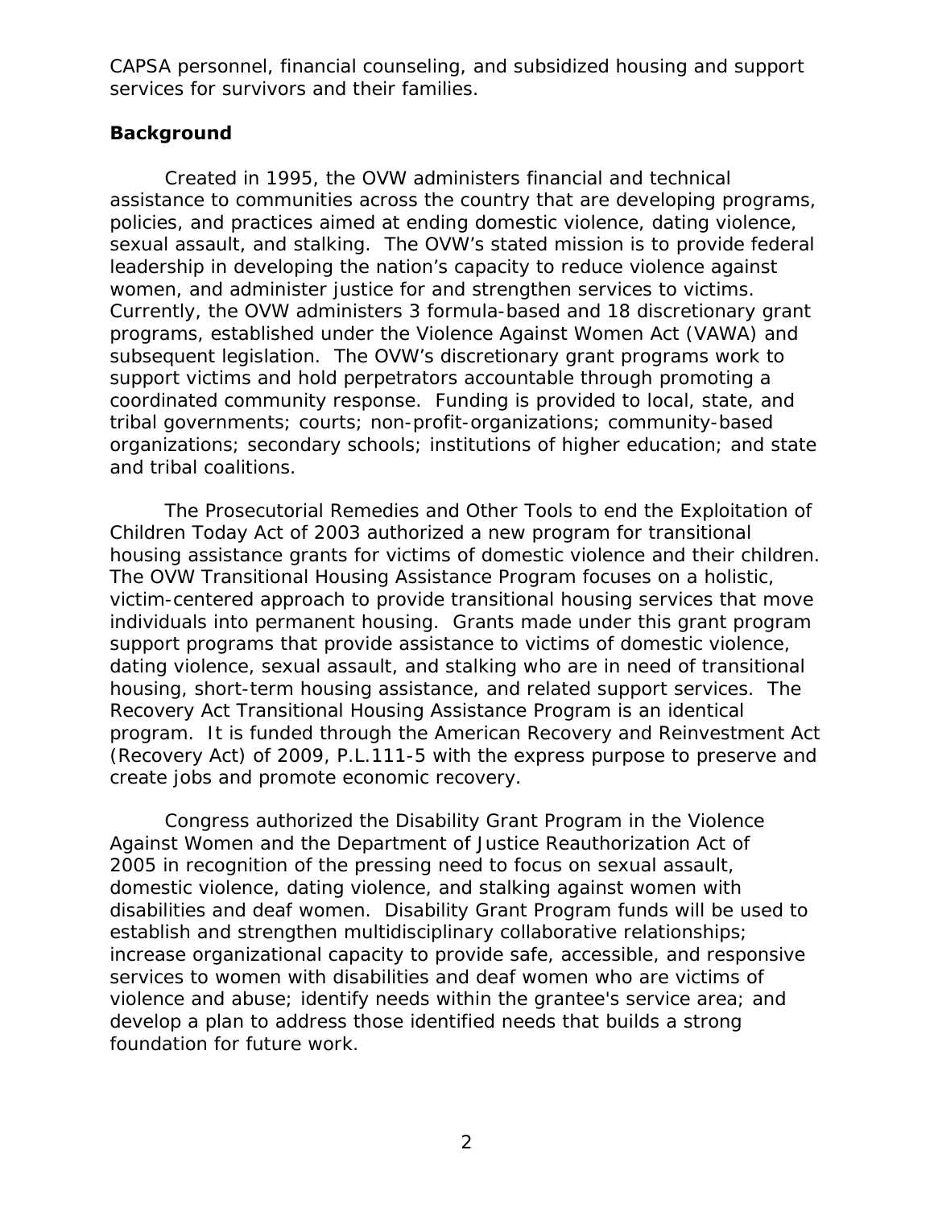CAPSA personnel, financial counseling, and subsidized housing and support services for survivors and their families.

## Background

Created in 1995, the OVW administers financial and technical assistance to communities across the country that are developing programs, policies, and practices aimed at ending domestic violence, dating violence, sexual assault, and stalking. The OVW's stated mission is to provide federal leadership in developing the nation's capacity to reduce violence against women, and administer justice for and strengthen services to victims. Currently, the OVW administers 3 formula-based and 18 discretionary grant programs, established under the Violence Against Women Act (VAWA) and subsequent legislation. The OVW's discretionary grant programs work to support victims and hold perpetrators accountable through promoting a coordinated community response. Funding is provided to local, state, and tribal governments; courts; non-profit-organizations; community-based organizations; secondary schools; institutions of higher education; and state and tribal coalitions.

The Prosecutorial Remedies and Other Tools to end the Exploitation of Children Today Act of 2003 authorized a new program for transitional housing assistance grants for victims of domestic violence and their children. The OVW Transitional Housing Assistance Program focuses on a holistic, victim-centered approach to provide transitional housing services that move individuals into permanent housing. Grants made under this grant program support programs that provide assistance to victims of domestic violence, dating violence, sexual assault, and stalking who are in need of transitional housing, short-term housing assistance, and related support services. The Recovery Act Transitional Housing Assistance Program is an identical program. It is funded through the American Recovery and Reinvestment Act (Recovery Act) of 2009, P.L.111-5 with the express purpose to preserve and create jobs and promote economic recovery.

Congress authorized the Disability Grant Program in the Violence Against Women and the Department of Justice Reauthorization Act of 2005 in recognition of the pressing need to focus on sexual assault, domestic violence, dating violence, and stalking against women with disabilities and deaf women. Disability Grant Program funds will be used to establish and strengthen multidisciplinary collaborative relationships; increase organizational capacity to provide safe, accessible, and responsive services to women with disabilities and deaf women who are victims of violence and abuse; identify needs within the grantee's service area; and develop a plan to address those identified needs that builds a strong foundation for future work.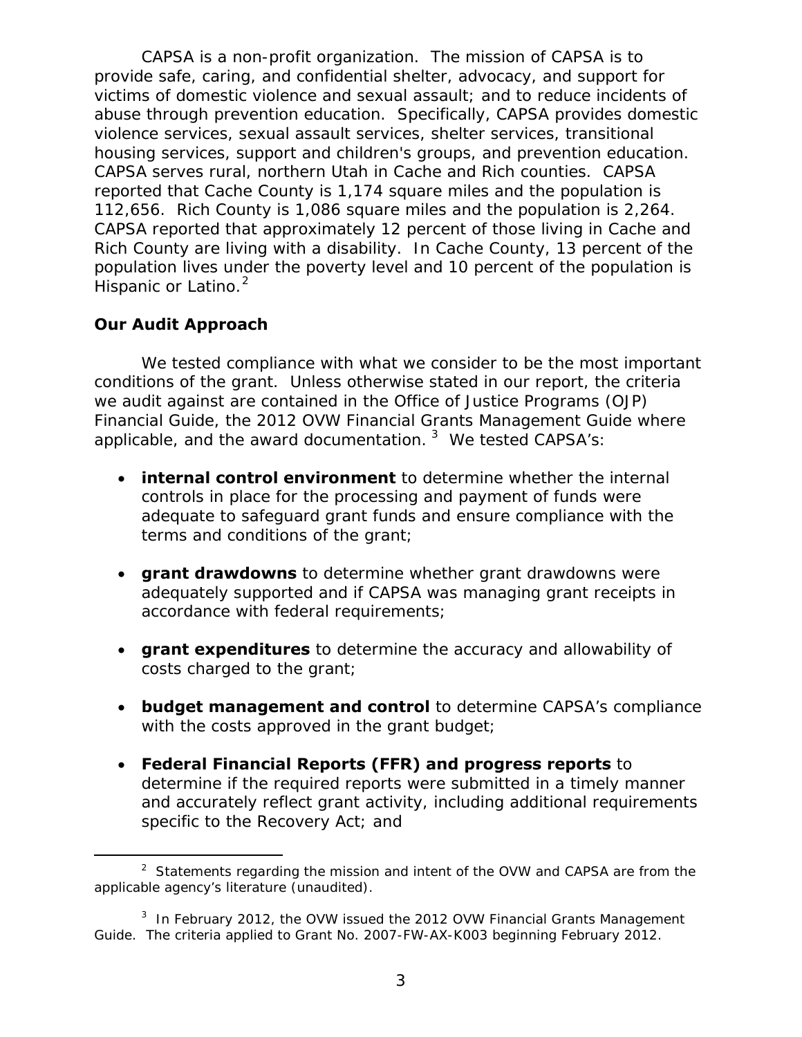CAPSA is a non-profit organization. The mission of CAPSA is to provide safe, caring, and confidential shelter, advocacy, and support for victims of domestic violence and sexual assault; and to reduce incidents of abuse through prevention education. Specifically, CAPSA provides domestic violence services, sexual assault services, shelter services, transitional housing services, support and children's groups, and prevention education. CAPSA serves rural, northern Utah in Cache and Rich counties. CAPSA reported that Cache County is 1,174 square miles and the population is 112,656. Rich County is 1,086 square miles and the population is 2,264. CAPSA reported that approximately 12 percent of those living in Cache and Rich County are living with a disability. In Cache County, 13 percent of the population lives under the poverty level and 10 percent of the population is Hispanic or Latino.[2]

## Our Audit Approach

We tested compliance with what we consider to be the most important conditions of the grant. Unless otherwise stated in our report, the criteria we audit against are contained in the Office of Justice Programs (OJP) Financial Guide, the 2012 OVW Financial Grants Management Guide where applicable, and the award documentation.[3] We tested CAPSA's:

- **internal control environment** to determine whether the internal controls in place for the processing and payment of funds were adequate to safeguard grant funds and ensure compliance with the terms and conditions of the grant;
- **grant drawdowns** to determine whether grant drawdowns were adequately supported and if CAPSA was managing grant receipts in accordance with federal requirements;
- **grant expenditures** to determine the accuracy and allowability of costs charged to the grant;
- **budget management and control** to determine CAPSA's compliance with the costs approved in the grant budget;
- **Federal Financial Reports (FFR) and progress reports** to determine if the required reports were submitted in a timely manner and accurately reflect grant activity, including additional requirements specific to the Recovery Act; and

[2] Statements regarding the mission and intent of the OVW and CAPSA are from the applicable agency's literature (unaudited).

[3] In February 2012, the OVW issued the 2012 OVW Financial Grants Management Guide. The criteria applied to Grant No. 2007-FW-AX-K003 beginning February 2012.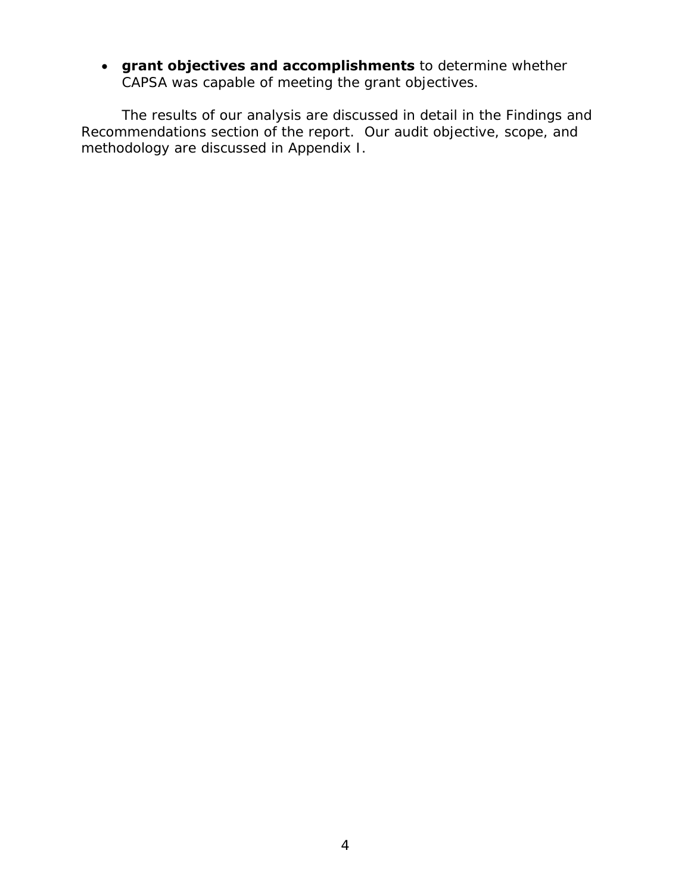- **grant objectives and accomplishments** to determine whether CAPSA was capable of meeting the grant objectives.

The results of our analysis are discussed in detail in the Findings and Recommendations section of the report. Our audit objective, scope, and methodology are discussed in Appendix I.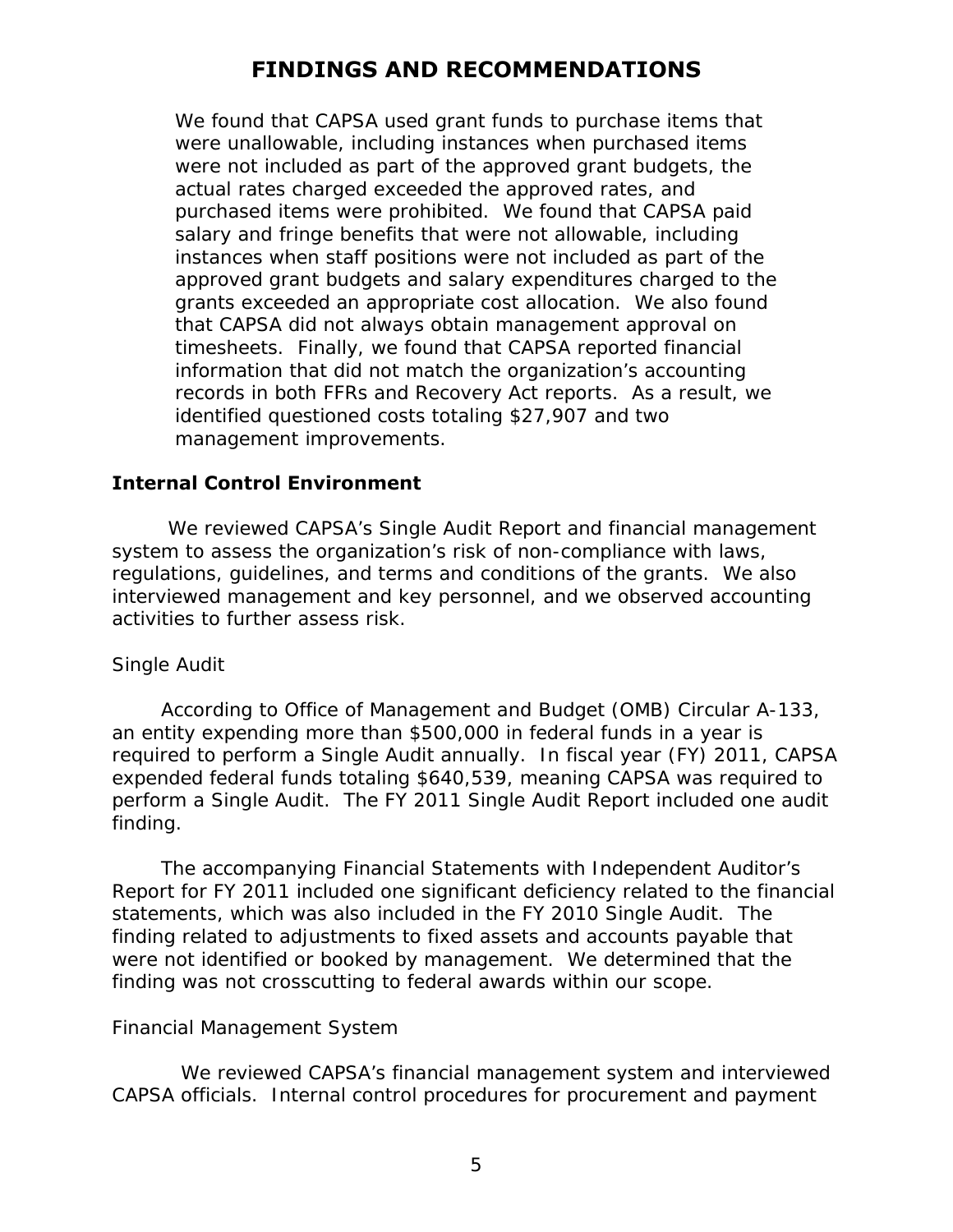# FINDINGS AND RECOMMENDATIONS

We found that CAPSA used grant funds to purchase items that were unallowable, including instances when purchased items were not included as part of the approved grant budgets, the actual rates charged exceeded the approved rates, and purchased items were prohibited. We found that CAPSA paid salary and fringe benefits that were not allowable, including instances when staff positions were not included as part of the approved grant budgets and salary expenditures charged to the grants exceeded an appropriate cost allocation. We also found that CAPSA did not always obtain management approval on timesheets. Finally, we found that CAPSA reported financial information that did not match the organization's accounting records in both FFRs and Recovery Act reports. As a result, we identified questioned costs totaling $27,907 and two management improvements.

## Internal Control Environment

We reviewed CAPSA's Single Audit Report and financial management system to assess the organization's risk of non-compliance with laws, regulations, guidelines, and terms and conditions of the grants. We also interviewed management and key personnel, and we observed accounting activities to further assess risk.

### Single Audit

According to Office of Management and Budget (OMB) Circular A-133, an entity expending more than $500,000 in federal funds in a year is required to perform a Single Audit annually. In fiscal year (FY) 2011, CAPSA expended federal funds totaling $640,539, meaning CAPSA was required to perform a Single Audit. The FY 2011 Single Audit Report included one audit finding.

The accompanying Financial Statements with Independent Auditor's Report for FY 2011 included one significant deficiency related to the financial statements, which was also included in the FY 2010 Single Audit. The finding related to adjustments to fixed assets and accounts payable that were not identified or booked by management. We determined that the finding was not crosscutting to federal awards within our scope.

### Financial Management System

We reviewed CAPSA's financial management system and interviewed CAPSA officials. Internal control procedures for procurement and payment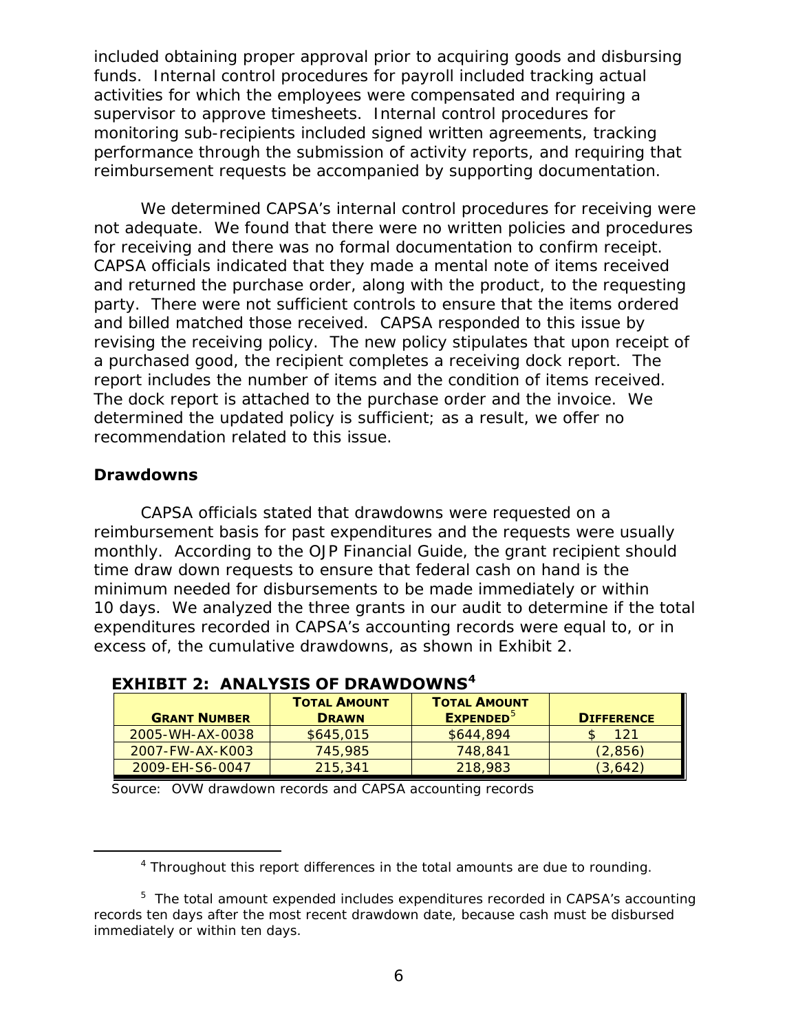included obtaining proper approval prior to acquiring goods and disbursing funds. Internal control procedures for payroll included tracking actual activities for which the employees were compensated and requiring a supervisor to approve timesheets. Internal control procedures for monitoring sub-recipients included signed written agreements, tracking performance through the submission of activity reports, and requiring that reimbursement requests be accompanied by supporting documentation.

We determined CAPSA's internal control procedures for receiving were not adequate. We found that there were no written policies and procedures for receiving and there was no formal documentation to confirm receipt. CAPSA officials indicated that they made a mental note of items received and returned the purchase order, along with the product, to the requesting party. There were not sufficient controls to ensure that the items ordered and billed matched those received. CAPSA responded to this issue by revising the receiving policy. The new policy stipulates that upon receipt of a purchased good, the recipient completes a receiving dock report. The report includes the number of items and the condition of items received. The dock report is attached to the purchase order and the invoice. We determined the updated policy is sufficient; as a result, we offer no recommendation related to this issue.

## Drawdowns

CAPSA officials stated that drawdowns were requested on a reimbursement basis for past expenditures and the requests were usually monthly. According to the OJP Financial Guide, the grant recipient should time draw down requests to ensure that federal cash on hand is the minimum needed for disbursements to be made immediately or within 10 days. We analyzed the three grants in our audit to determine if the total expenditures recorded in CAPSA's accounting records were equal to, or in excess of, the cumulative drawdowns, as shown in Exhibit 2.

**EXHIBIT 2: ANALYSIS OF DRAWDOWNS[4]**

| GRANT NUMBER | TOTAL AMOUNT DRAWN | TOTAL AMOUNT EXPENDED[5] | DIFFERENCE |
|---|---|---|---|
| 2005-WH-AX-0038 | $645,015 | $644,894 | $ 121 |
| 2007-FW-AX-K003 | 745,985 | 748,841 | (2,856) |
| 2009-EH-S6-0047 | 215,341 | 218,983 | (3,642) |

Source: OVW drawdown records and CAPSA accounting records

[4] Throughout this report differences in the total amounts are due to rounding.

[5] The total amount expended includes expenditures recorded in CAPSA's accounting records ten days after the most recent drawdown date, because cash must be disbursed immediately or within ten days.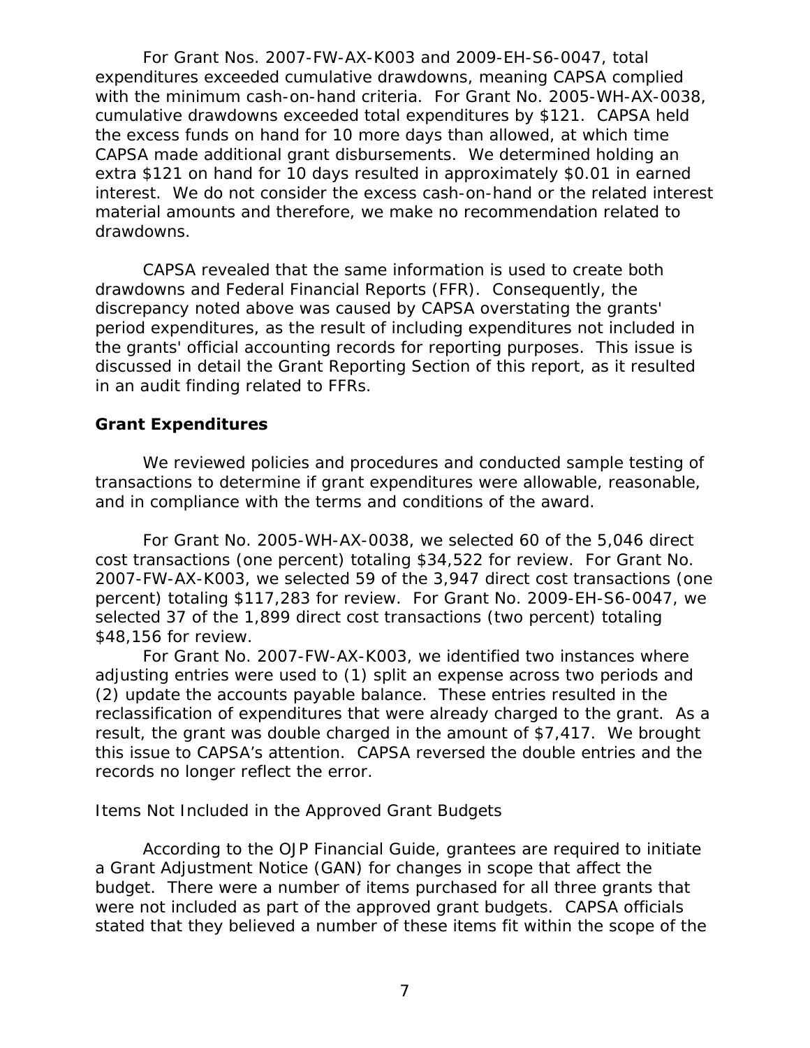For Grant Nos. 2007-FW-AX-K003 and 2009-EH-S6-0047, total expenditures exceeded cumulative drawdowns, meaning CAPSA complied with the minimum cash-on-hand criteria. For Grant No. 2005-WH-AX-0038, cumulative drawdowns exceeded total expenditures by $121. CAPSA held the excess funds on hand for 10 more days than allowed, at which time CAPSA made additional grant disbursements. We determined holding an extra $121 on hand for 10 days resulted in approximately $0.01 in earned interest. We do not consider the excess cash-on-hand or the related interest material amounts and therefore, we make no recommendation related to drawdowns.

CAPSA revealed that the same information is used to create both drawdowns and Federal Financial Reports (FFR). Consequently, the discrepancy noted above was caused by CAPSA overstating the grants' period expenditures, as the result of including expenditures not included in the grants' official accounting records for reporting purposes. This issue is discussed in detail the Grant Reporting Section of this report, as it resulted in an audit finding related to FFRs.

### Grant Expenditures

We reviewed policies and procedures and conducted sample testing of transactions to determine if grant expenditures were allowable, reasonable, and in compliance with the terms and conditions of the award.

For Grant No. 2005-WH-AX-0038, we selected 60 of the 5,046 direct cost transactions (one percent) totaling $34,522 for review. For Grant No. 2007-FW-AX-K003, we selected 59 of the 3,947 direct cost transactions (one percent) totaling $117,283 for review. For Grant No. 2009-EH-S6-0047, we selected 37 of the 1,899 direct cost transactions (two percent) totaling $48,156 for review.

For Grant No. 2007-FW-AX-K003, we identified two instances where adjusting entries were used to (1) split an expense across two periods and (2) update the accounts payable balance. These entries resulted in the reclassification of expenditures that were already charged to the grant. As a result, the grant was double charged in the amount of $7,417. We brought this issue to CAPSA's attention. CAPSA reversed the double entries and the records no longer reflect the error.

*Items Not Included in the Approved Grant Budgets*

According to the OJP Financial Guide, grantees are required to initiate a Grant Adjustment Notice (GAN) for changes in scope that affect the budget. There were a number of items purchased for all three grants that were not included as part of the approved grant budgets. CAPSA officials stated that they believed a number of these items fit within the scope of the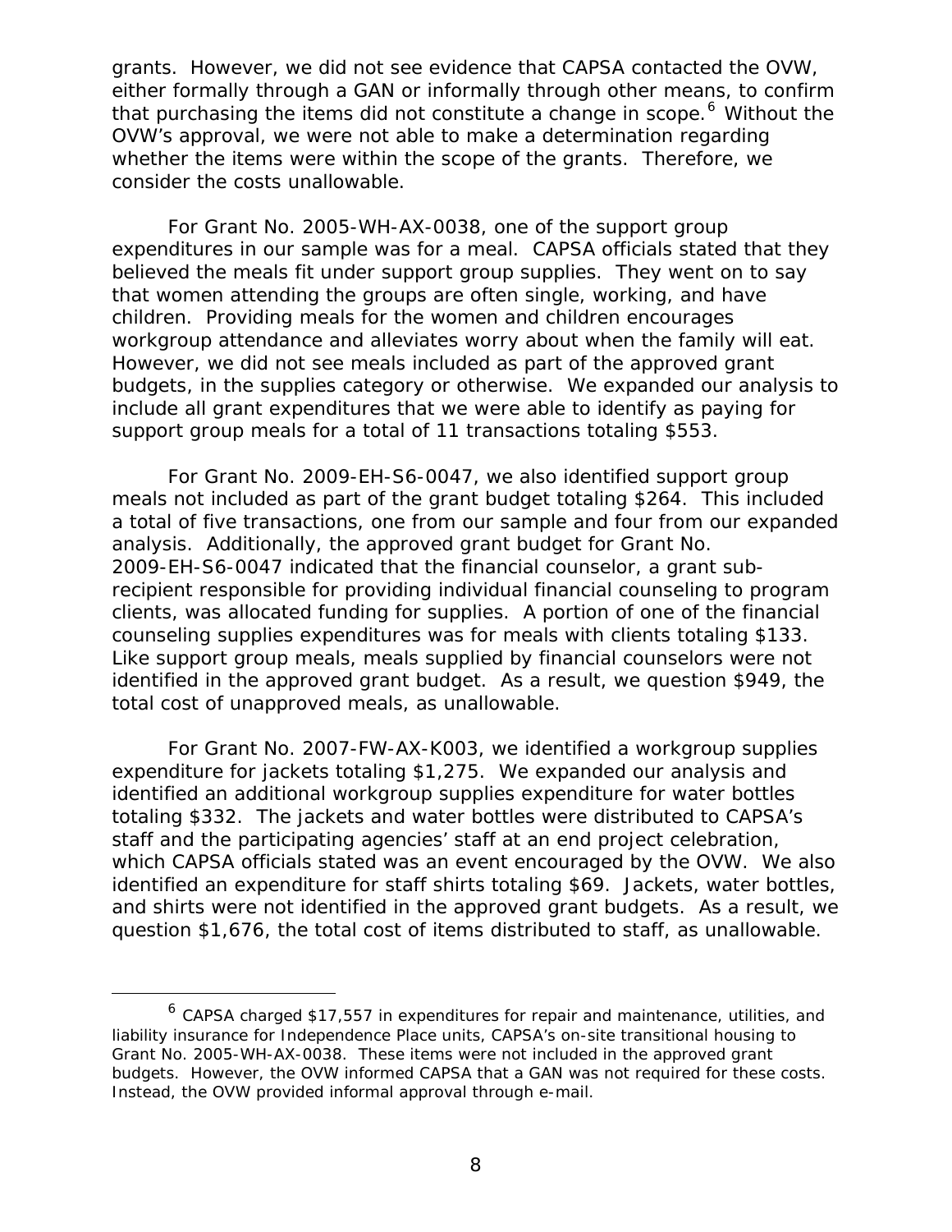grants. However, we did not see evidence that CAPSA contacted the OVW, either formally through a GAN or informally through other means, to confirm that purchasing the items did not constitute a change in scope.[6] Without the OVW's approval, we were not able to make a determination regarding whether the items were within the scope of the grants. Therefore, we consider the costs unallowable.

For Grant No. 2005-WH-AX-0038, one of the support group expenditures in our sample was for a meal. CAPSA officials stated that they believed the meals fit under support group supplies. They went on to say that women attending the groups are often single, working, and have children. Providing meals for the women and children encourages workgroup attendance and alleviates worry about when the family will eat. However, we did not see meals included as part of the approved grant budgets, in the supplies category or otherwise. We expanded our analysis to include all grant expenditures that we were able to identify as paying for support group meals for a total of 11 transactions totaling $553.

For Grant No. 2009-EH-S6-0047, we also identified support group meals not included as part of the grant budget totaling $264. This included a total of five transactions, one from our sample and four from our expanded analysis. Additionally, the approved grant budget for Grant No. 2009-EH-S6-0047 indicated that the financial counselor, a grant sub-recipient responsible for providing individual financial counseling to program clients, was allocated funding for supplies. A portion of one of the financial counseling supplies expenditures was for meals with clients totaling $133. Like support group meals, meals supplied by financial counselors were not identified in the approved grant budget. As a result, we question $949, the total cost of unapproved meals, as unallowable.

For Grant No. 2007-FW-AX-K003, we identified a workgroup supplies expenditure for jackets totaling $1,275. We expanded our analysis and identified an additional workgroup supplies expenditure for water bottles totaling $332. The jackets and water bottles were distributed to CAPSA's staff and the participating agencies' staff at an end project celebration, which CAPSA officials stated was an event encouraged by the OVW. We also identified an expenditure for staff shirts totaling $69. Jackets, water bottles, and shirts were not identified in the approved grant budgets. As a result, we question $1,676, the total cost of items distributed to staff, as unallowable.

---

[6] CAPSA charged $17,557 in expenditures for repair and maintenance, utilities, and liability insurance for Independence Place units, CAPSA's on-site transitional housing to Grant No. 2005-WH-AX-0038. These items were not included in the approved grant budgets. However, the OVW informed CAPSA that a GAN was not required for these costs. Instead, the OVW provided informal approval through e-mail.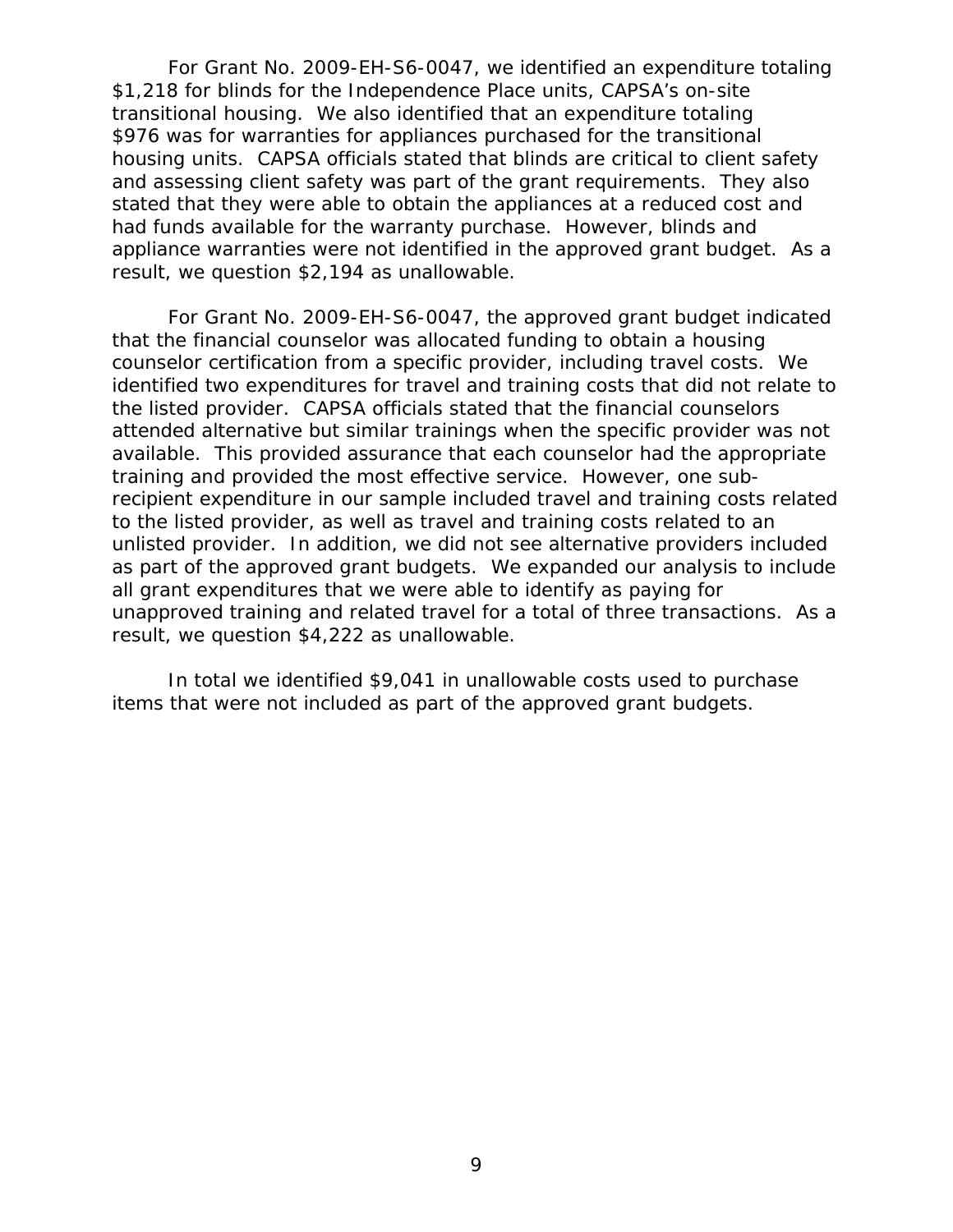For Grant No. 2009-EH-S6-0047, we identified an expenditure totaling $1,218 for blinds for the Independence Place units, CAPSA's on-site transitional housing. We also identified that an expenditure totaling $976 was for warranties for appliances purchased for the transitional housing units. CAPSA officials stated that blinds are critical to client safety and assessing client safety was part of the grant requirements. They also stated that they were able to obtain the appliances at a reduced cost and had funds available for the warranty purchase. However, blinds and appliance warranties were not identified in the approved grant budget. As a result, we question $2,194 as unallowable.

For Grant No. 2009-EH-S6-0047, the approved grant budget indicated that the financial counselor was allocated funding to obtain a housing counselor certification from a specific provider, including travel costs. We identified two expenditures for travel and training costs that did not relate to the listed provider. CAPSA officials stated that the financial counselors attended alternative but similar trainings when the specific provider was not available. This provided assurance that each counselor had the appropriate training and provided the most effective service. However, one sub-recipient expenditure in our sample included travel and training costs related to the listed provider, as well as travel and training costs related to an unlisted provider. In addition, we did not see alternative providers included as part of the approved grant budgets. We expanded our analysis to include all grant expenditures that we were able to identify as paying for unapproved training and related travel for a total of three transactions. As a result, we question $4,222 as unallowable.

In total we identified $9,041 in unallowable costs used to purchase items that were not included as part of the approved grant budgets.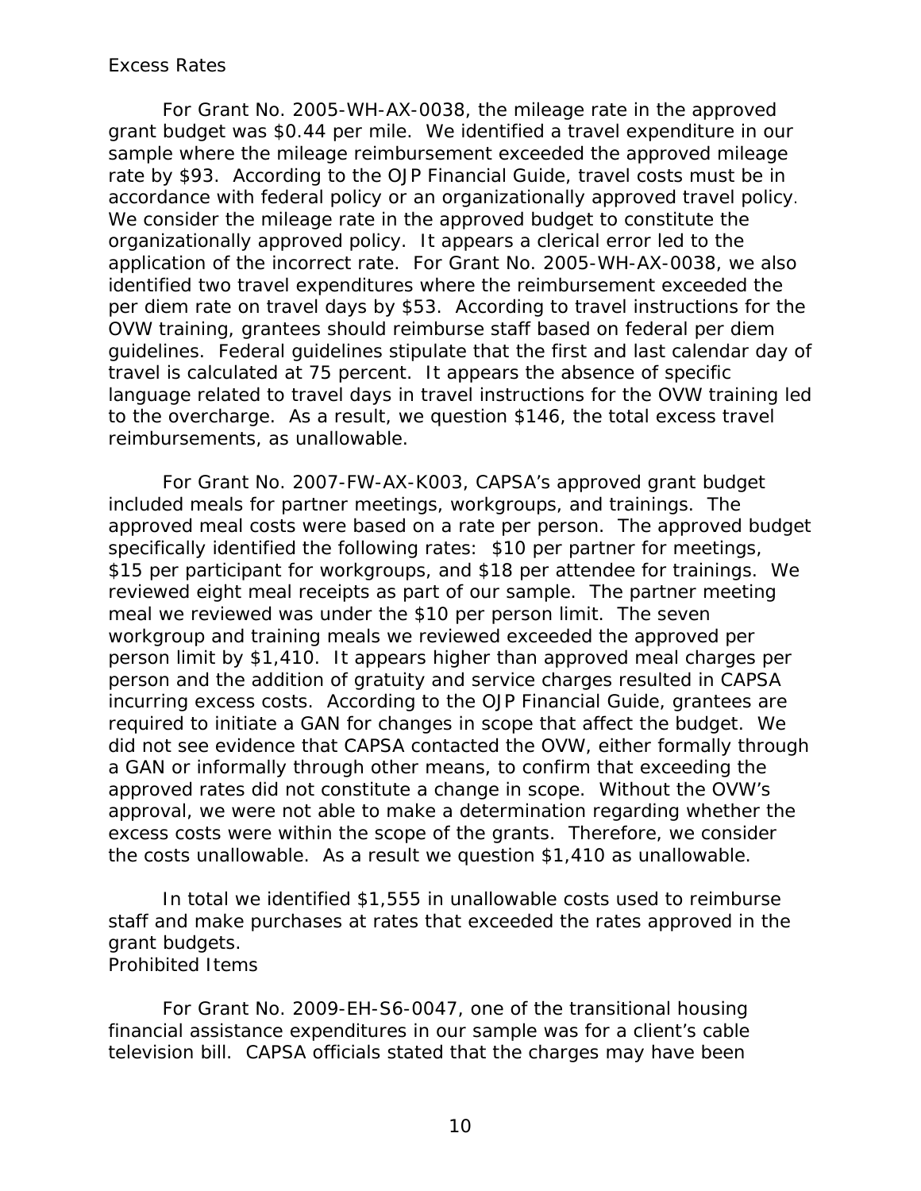*Excess Rates*

For Grant No. 2005-WH-AX-0038, the mileage rate in the approved grant budget was $0.44 per mile. We identified a travel expenditure in our sample where the mileage reimbursement exceeded the approved mileage rate by $93. According to the OJP Financial Guide, travel costs must be in accordance with federal policy or an organizationally approved travel policy. We consider the mileage rate in the approved budget to constitute the organizationally approved policy. It appears a clerical error led to the application of the incorrect rate. For Grant No. 2005-WH-AX-0038, we also identified two travel expenditures where the reimbursement exceeded the per diem rate on travel days by $53. According to travel instructions for the OVW training, grantees should reimburse staff based on federal per diem guidelines. Federal guidelines stipulate that the first and last calendar day of travel is calculated at 75 percent. It appears the absence of specific language related to travel days in travel instructions for the OVW training led to the overcharge. As a result, we question $146, the total excess travel reimbursements, as unallowable.

For Grant No. 2007-FW-AX-K003, CAPSA's approved grant budget included meals for partner meetings, workgroups, and trainings. The approved meal costs were based on a rate per person. The approved budget specifically identified the following rates: $10 per partner for meetings, $15 per participant for workgroups, and $18 per attendee for trainings. We reviewed eight meal receipts as part of our sample. The partner meeting meal we reviewed was under the $10 per person limit. The seven workgroup and training meals we reviewed exceeded the approved per person limit by $1,410. It appears higher than approved meal charges per person and the addition of gratuity and service charges resulted in CAPSA incurring excess costs. According to the OJP Financial Guide, grantees are required to initiate a GAN for changes in scope that affect the budget. We did not see evidence that CAPSA contacted the OVW, either formally through a GAN or informally through other means, to confirm that exceeding the approved rates did not constitute a change in scope. Without the OVW's approval, we were not able to make a determination regarding whether the excess costs were within the scope of the grants. Therefore, we consider the costs unallowable. As a result we question $1,410 as unallowable.

In total we identified $1,555 in unallowable costs used to reimburse staff and make purchases at rates that exceeded the rates approved in the grant budgets.

*Prohibited Items*

For Grant No. 2009-EH-S6-0047, one of the transitional housing financial assistance expenditures in our sample was for a client's cable television bill. CAPSA officials stated that the charges may have been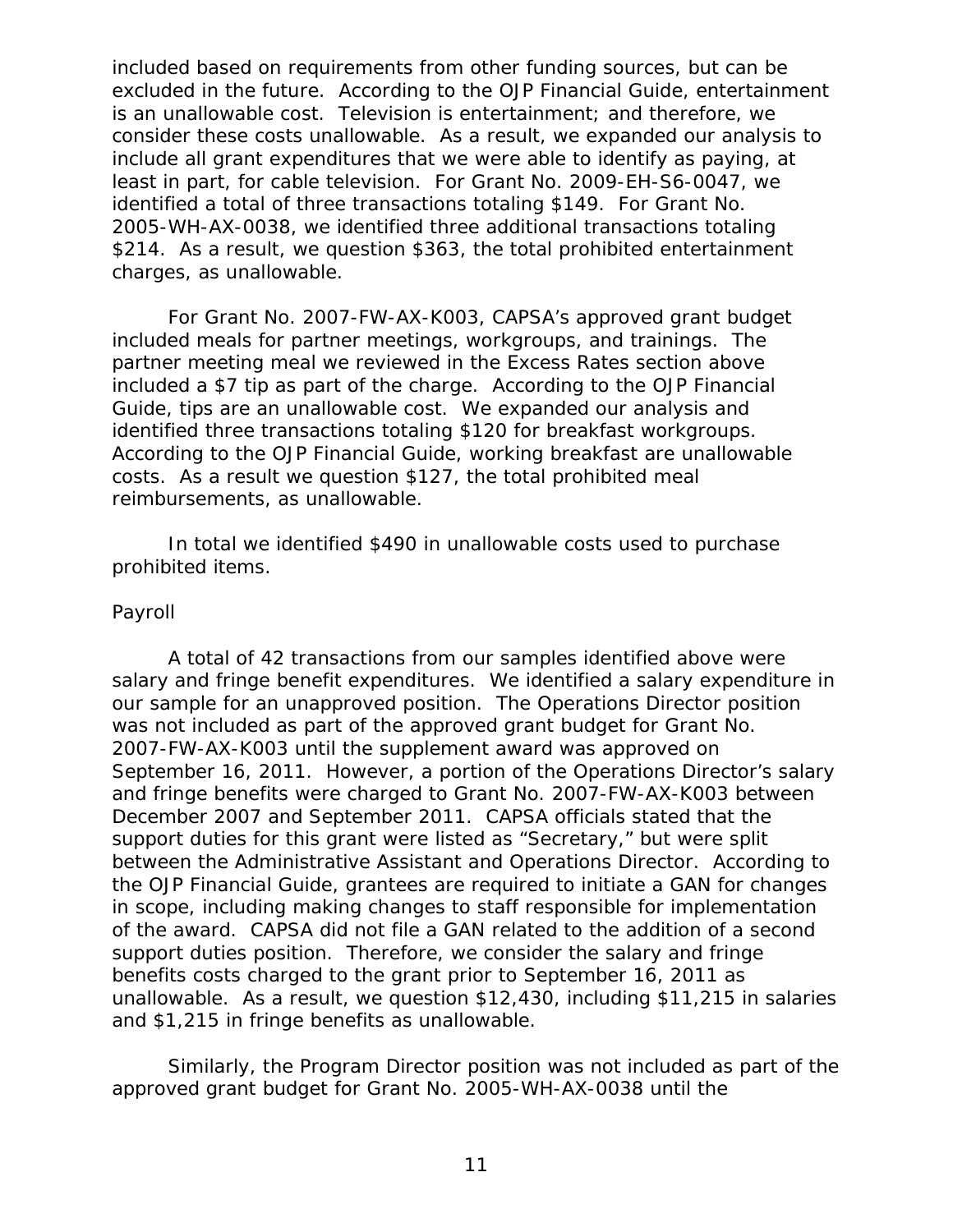included based on requirements from other funding sources, but can be excluded in the future. According to the OJP Financial Guide, entertainment is an unallowable cost. Television is entertainment; and therefore, we consider these costs unallowable. As a result, we expanded our analysis to include all grant expenditures that we were able to identify as paying, at least in part, for cable television. For Grant No. 2009-EH-S6-0047, we identified a total of three transactions totaling $149. For Grant No. 2005-WH-AX-0038, we identified three additional transactions totaling $214. As a result, we question $363, the total prohibited entertainment charges, as unallowable.

For Grant No. 2007-FW-AX-K003, CAPSA's approved grant budget included meals for partner meetings, workgroups, and trainings. The partner meeting meal we reviewed in the Excess Rates section above included a $7 tip as part of the charge. According to the OJP Financial Guide, tips are an unallowable cost. We expanded our analysis and identified three transactions totaling $120 for breakfast workgroups. According to the OJP Financial Guide, working breakfast are unallowable costs. As a result we question $127, the total prohibited meal reimbursements, as unallowable.

In total we identified $490 in unallowable costs used to purchase prohibited items.

*Payroll*

A total of 42 transactions from our samples identified above were salary and fringe benefit expenditures. We identified a salary expenditure in our sample for an unapproved position. The Operations Director position was not included as part of the approved grant budget for Grant No. 2007-FW-AX-K003 until the supplement award was approved on September 16, 2011. However, a portion of the Operations Director's salary and fringe benefits were charged to Grant No. 2007-FW-AX-K003 between December 2007 and September 2011. CAPSA officials stated that the support duties for this grant were listed as "Secretary," but were split between the Administrative Assistant and Operations Director. According to the OJP Financial Guide, grantees are required to initiate a GAN for changes in scope, including making changes to staff responsible for implementation of the award. CAPSA did not file a GAN related to the addition of a second support duties position. Therefore, we consider the salary and fringe benefits costs charged to the grant prior to September 16, 2011 as unallowable. As a result, we question $12,430, including $11,215 in salaries and $1,215 in fringe benefits as unallowable.

Similarly, the Program Director position was not included as part of the approved grant budget for Grant No. 2005-WH-AX-0038 until the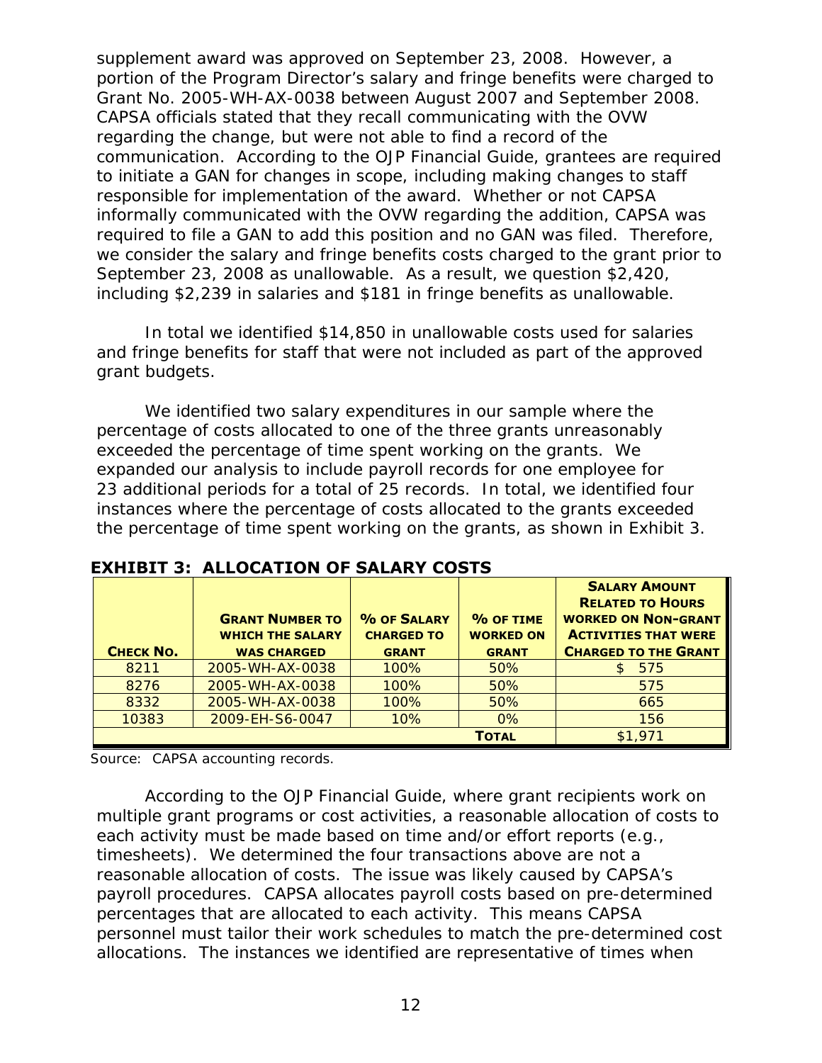supplement award was approved on September 23, 2008. However, a portion of the Program Director's salary and fringe benefits were charged to Grant No. 2005-WH-AX-0038 between August 2007 and September 2008. CAPSA officials stated that they recall communicating with the OVW regarding the change, but were not able to find a record of the communication. According to the OJP Financial Guide, grantees are required to initiate a GAN for changes in scope, including making changes to staff responsible for implementation of the award. Whether or not CAPSA informally communicated with the OVW regarding the addition, CAPSA was required to file a GAN to add this position and no GAN was filed. Therefore, we consider the salary and fringe benefits costs charged to the grant prior to September 23, 2008 as unallowable. As a result, we question $2,420, including $2,239 in salaries and $181 in fringe benefits as unallowable.

In total we identified $14,850 in unallowable costs used for salaries and fringe benefits for staff that were not included as part of the approved grant budgets.

We identified two salary expenditures in our sample where the percentage of costs allocated to one of the three grants unreasonably exceeded the percentage of time spent working on the grants. We expanded our analysis to include payroll records for one employee for 23 additional periods for a total of 25 records. In total, we identified four instances where the percentage of costs allocated to the grants exceeded the percentage of time spent working on the grants, as shown in Exhibit 3.

## EXHIBIT 3: ALLOCATION OF SALARY COSTS

| CHECK NO. | GRANT NUMBER TO WHICH THE SALARY WAS CHARGED | % OF SALARY CHARGED TO GRANT | % OF TIME WORKED ON GRANT | SALARY AMOUNT RELATED TO HOURS WORKED ON NON-GRANT ACTIVITIES THAT WERE CHARGED TO THE GRANT |
|---|---|---|---|---|
| 8211 | 2005-WH-AX-0038 | 100% | 50% | $ 575 |
| 8276 | 2005-WH-AX-0038 | 100% | 50% | 575 |
| 8332 | 2005-WH-AX-0038 | 100% | 50% | 665 |
| 10383 | 2009-EH-S6-0047 | 10% | 0% | 156 |
| | | | **TOTAL** | $1,971 |

Source: CAPSA accounting records.

According to the OJP Financial Guide, where grant recipients work on multiple grant programs or cost activities, a reasonable allocation of costs to each activity must be made based on time and/or effort reports (e.g., timesheets). We determined the four transactions above are not a reasonable allocation of costs. The issue was likely caused by CAPSA's payroll procedures. CAPSA allocates payroll costs based on pre-determined percentages that are allocated to each activity. This means CAPSA personnel must tailor their work schedules to match the pre-determined cost allocations. The instances we identified are representative of times when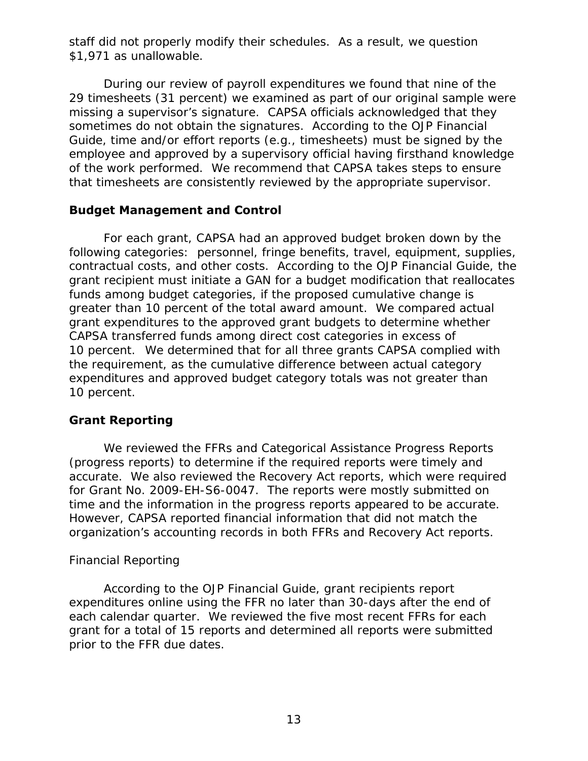staff did not properly modify their schedules. As a result, we question $1,971 as unallowable.

During our review of payroll expenditures we found that nine of the 29 timesheets (31 percent) we examined as part of our original sample were missing a supervisor's signature. CAPSA officials acknowledged that they sometimes do not obtain the signatures. According to the OJP Financial Guide, time and/or effort reports (e.g., timesheets) must be signed by the employee and approved by a supervisory official having firsthand knowledge of the work performed. We recommend that CAPSA takes steps to ensure that timesheets are consistently reviewed by the appropriate supervisor.

## Budget Management and Control

For each grant, CAPSA had an approved budget broken down by the following categories: personnel, fringe benefits, travel, equipment, supplies, contractual costs, and other costs. According to the OJP Financial Guide, the grant recipient must initiate a GAN for a budget modification that reallocates funds among budget categories, if the proposed cumulative change is greater than 10 percent of the total award amount. We compared actual grant expenditures to the approved grant budgets to determine whether CAPSA transferred funds among direct cost categories in excess of 10 percent. We determined that for all three grants CAPSA complied with the requirement, as the cumulative difference between actual category expenditures and approved budget category totals was not greater than 10 percent.

## Grant Reporting

We reviewed the FFRs and Categorical Assistance Progress Reports (progress reports) to determine if the required reports were timely and accurate. We also reviewed the Recovery Act reports, which were required for Grant No. 2009-EH-S6-0047. The reports were mostly submitted on time and the information in the progress reports appeared to be accurate. However, CAPSA reported financial information that did not match the organization's accounting records in both FFRs and Recovery Act reports.

### Financial Reporting

According to the OJP Financial Guide, grant recipients report expenditures online using the FFR no later than 30-days after the end of each calendar quarter. We reviewed the five most recent FFRs for each grant for a total of 15 reports and determined all reports were submitted prior to the FFR due dates.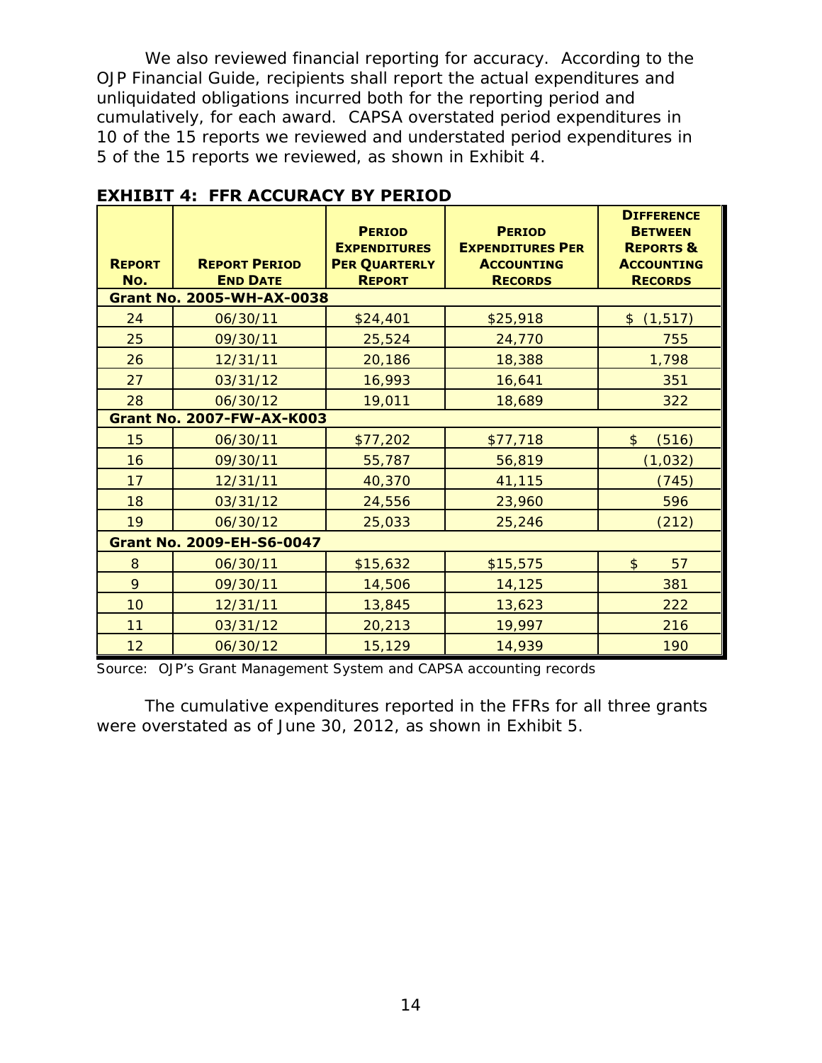We also reviewed financial reporting for accuracy. According to the OJP Financial Guide, recipients shall report the actual expenditures and unliquidated obligations incurred both for the reporting period and cumulatively, for each award. CAPSA overstated period expenditures in 10 of the 15 reports we reviewed and understated period expenditures in 5 of the 15 reports we reviewed, as shown in Exhibit 4.

**EXHIBIT 4: FFR ACCURACY BY PERIOD**

| REPORT NO. | REPORT PERIOD END DATE | PERIOD EXPENDITURES PER QUARTERLY REPORT | PERIOD EXPENDITURES PER ACCOUNTING RECORDS | DIFFERENCE BETWEEN REPORTS & ACCOUNTING RECORDS |
|---|---|---|---|---|
| **Grant No. 2005-WH-AX-0038** | | | | |
| 24 | 06/30/11 | $24,401 | $25,918 | $ (1,517) |
| 25 | 09/30/11 | 25,524 | 24,770 | 755 |
| 26 | 12/31/11 | 20,186 | 18,388 | 1,798 |
| 27 | 03/31/12 | 16,993 | 16,641 | 351 |
| 28 | 06/30/12 | 19,011 | 18,689 | 322 |
| **Grant No. 2007-FW-AX-K003** | | | | |
| 15 | 06/30/11 | $77,202 | $77,718 | $ (516) |
| 16 | 09/30/11 | 55,787 | 56,819 | (1,032) |
| 17 | 12/31/11 | 40,370 | 41,115 | (745) |
| 18 | 03/31/12 | 24,556 | 23,960 | 596 |
| 19 | 06/30/12 | 25,033 | 25,246 | (212) |
| **Grant No. 2009-EH-S6-0047** | | | | |
| 8 | 06/30/11 | $15,632 | $15,575 | $ 57 |
| 9 | 09/30/11 | 14,506 | 14,125 | 381 |
| 10 | 12/31/11 | 13,845 | 13,623 | 222 |
| 11 | 03/31/12 | 20,213 | 19,997 | 216 |
| 12 | 06/30/12 | 15,129 | 14,939 | 190 |

Source: OJP's Grant Management System and CAPSA accounting records

The cumulative expenditures reported in the FFRs for all three grants were overstated as of June 30, 2012, as shown in Exhibit 5.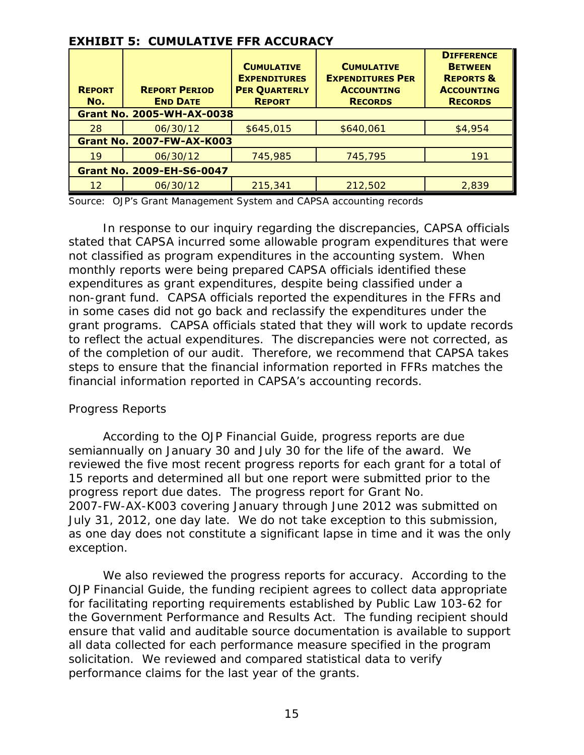**EXHIBIT 5: CUMULATIVE FFR ACCURACY**

| REPORT NO. | REPORT PERIOD END DATE | CUMULATIVE EXPENDITURES PER QUARTERLY REPORT | CUMULATIVE EXPENDITURES PER ACCOUNTING RECORDS | DIFFERENCE BETWEEN REPORTS & ACCOUNTING RECORDS |
|---|---|---|---|---|
| **Grant No. 2005-WH-AX-0038** | | | | |
| 28 | 06/30/12 | $645,015 | $640,061 | $4,954 |
| **Grant No. 2007-FW-AX-K003** | | | | |
| 19 | 06/30/12 | 745,985 | 745,795 | 191 |
| **Grant No. 2009-EH-S6-0047** | | | | |
| 12 | 06/30/12 | 215,341 | 212,502 | 2,839 |

Source: OJP's Grant Management System and CAPSA accounting records

In response to our inquiry regarding the discrepancies, CAPSA officials stated that CAPSA incurred some allowable program expenditures that were not classified as program expenditures in the accounting system. When monthly reports were being prepared CAPSA officials identified these expenditures as grant expenditures, despite being classified under a non-grant fund. CAPSA officials reported the expenditures in the FFRs and in some cases did not go back and reclassify the expenditures under the grant programs. CAPSA officials stated that they will work to update records to reflect the actual expenditures. The discrepancies were not corrected, as of the completion of our audit. Therefore, we recommend that CAPSA takes steps to ensure that the financial information reported in FFRs matches the financial information reported in CAPSA's accounting records.

*Progress Reports*

According to the OJP Financial Guide, progress reports are due semiannually on January 30 and July 30 for the life of the award. We reviewed the five most recent progress reports for each grant for a total of 15 reports and determined all but one report were submitted prior to the progress report due dates. The progress report for Grant No. 2007-FW-AX-K003 covering January through June 2012 was submitted on July 31, 2012, one day late. We do not take exception to this submission, as one day does not constitute a significant lapse in time and it was the only exception.

We also reviewed the progress reports for accuracy. According to the OJP Financial Guide, the funding recipient agrees to collect data appropriate for facilitating reporting requirements established by Public Law 103-62 for the Government Performance and Results Act. The funding recipient should ensure that valid and auditable source documentation is available to support all data collected for each performance measure specified in the program solicitation. We reviewed and compared statistical data to verify performance claims for the last year of the grants.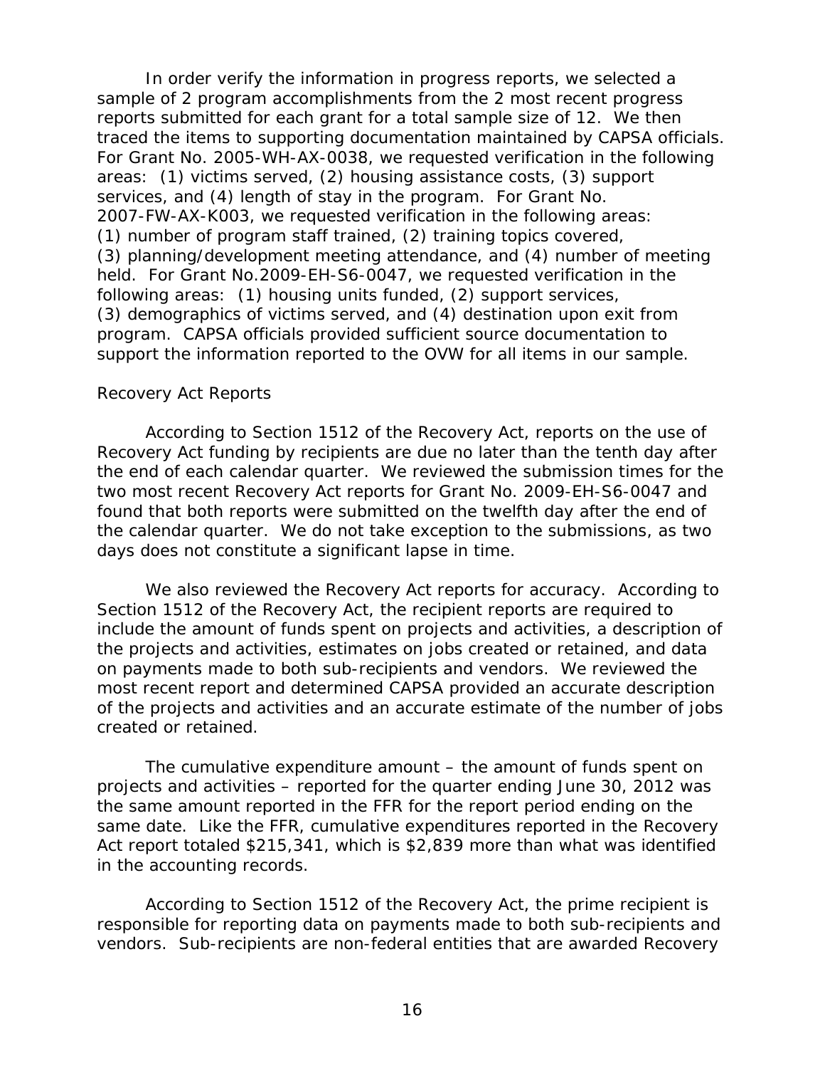In order verify the information in progress reports, we selected a sample of 2 program accomplishments from the 2 most recent progress reports submitted for each grant for a total sample size of 12. We then traced the items to supporting documentation maintained by CAPSA officials. For Grant No. 2005-WH-AX-0038, we requested verification in the following areas: (1) victims served, (2) housing assistance costs, (3) support services, and (4) length of stay in the program. For Grant No. 2007-FW-AX-K003, we requested verification in the following areas: (1) number of program staff trained, (2) training topics covered, (3) planning/development meeting attendance, and (4) number of meeting held. For Grant No.2009-EH-S6-0047, we requested verification in the following areas: (1) housing units funded, (2) support services, (3) demographics of victims served, and (4) destination upon exit from program. CAPSA officials provided sufficient source documentation to support the information reported to the OVW for all items in our sample.

*Recovery Act Reports*

According to Section 1512 of the Recovery Act, reports on the use of Recovery Act funding by recipients are due no later than the tenth day after the end of each calendar quarter. We reviewed the submission times for the two most recent Recovery Act reports for Grant No. 2009-EH-S6-0047 and found that both reports were submitted on the twelfth day after the end of the calendar quarter. We do not take exception to the submissions, as two days does not constitute a significant lapse in time.

We also reviewed the Recovery Act reports for accuracy. According to Section 1512 of the Recovery Act, the recipient reports are required to include the amount of funds spent on projects and activities, a description of the projects and activities, estimates on jobs created or retained, and data on payments made to both sub-recipients and vendors. We reviewed the most recent report and determined CAPSA provided an accurate description of the projects and activities and an accurate estimate of the number of jobs created or retained.

The cumulative expenditure amount – the amount of funds spent on projects and activities – reported for the quarter ending June 30, 2012 was the same amount reported in the FFR for the report period ending on the same date. Like the FFR, cumulative expenditures reported in the Recovery Act report totaled $215,341, which is $2,839 more than what was identified in the accounting records.

According to Section 1512 of the Recovery Act, the prime recipient is responsible for reporting data on payments made to both sub-recipients and vendors. Sub-recipients are non-federal entities that are awarded Recovery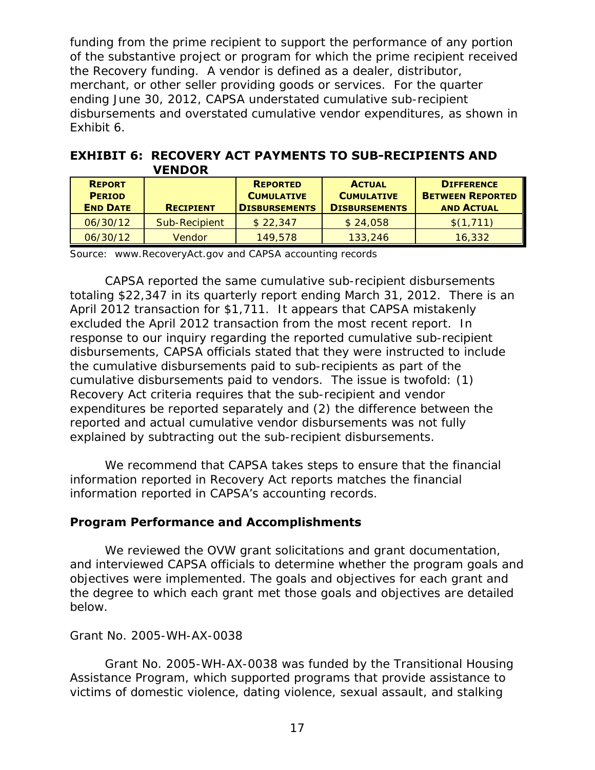funding from the prime recipient to support the performance of any portion of the substantive project or program for which the prime recipient received the Recovery funding. A vendor is defined as a dealer, distributor, merchant, or other seller providing goods or services. For the quarter ending June 30, 2012, CAPSA understated cumulative sub-recipient disbursements and overstated cumulative vendor expenditures, as shown in Exhibit 6.

**EXHIBIT 6: RECOVERY ACT PAYMENTS TO SUB-RECIPIENTS AND VENDOR**

| Report Period End Date | Recipient | Reported Cumulative Disbursements | Actual Cumulative Disbursements | Difference Between Reported and Actual |
|---|---|---|---|---|
| 06/30/12 | Sub-Recipient | $ 22,347 | $ 24,058 | $(1,711) |
| 06/30/12 | Vendor | 149,578 | 133,246 | 16,332 |

Source: www.RecoveryAct.gov and CAPSA accounting records

CAPSA reported the same cumulative sub-recipient disbursements totaling $22,347 in its quarterly report ending March 31, 2012. There is an April 2012 transaction for $1,711. It appears that CAPSA mistakenly excluded the April 2012 transaction from the most recent report. In response to our inquiry regarding the reported cumulative sub-recipient disbursements, CAPSA officials stated that they were instructed to include the cumulative disbursements paid to sub-recipients as part of the cumulative disbursements paid to vendors. The issue is twofold: (1) Recovery Act criteria requires that the sub-recipient and vendor expenditures be reported separately and (2) the difference between the reported and actual cumulative vendor disbursements was not fully explained by subtracting out the sub-recipient disbursements.

We recommend that CAPSA takes steps to ensure that the financial information reported in Recovery Act reports matches the financial information reported in CAPSA's accounting records.

## Program Performance and Accomplishments

We reviewed the OVW grant solicitations and grant documentation, and interviewed CAPSA officials to determine whether the program goals and objectives were implemented. The goals and objectives for each grant and the degree to which each grant met those goals and objectives are detailed below.

Grant No. 2005-WH-AX-0038

Grant No. 2005-WH-AX-0038 was funded by the Transitional Housing Assistance Program, which supported programs that provide assistance to victims of domestic violence, dating violence, sexual assault, and stalking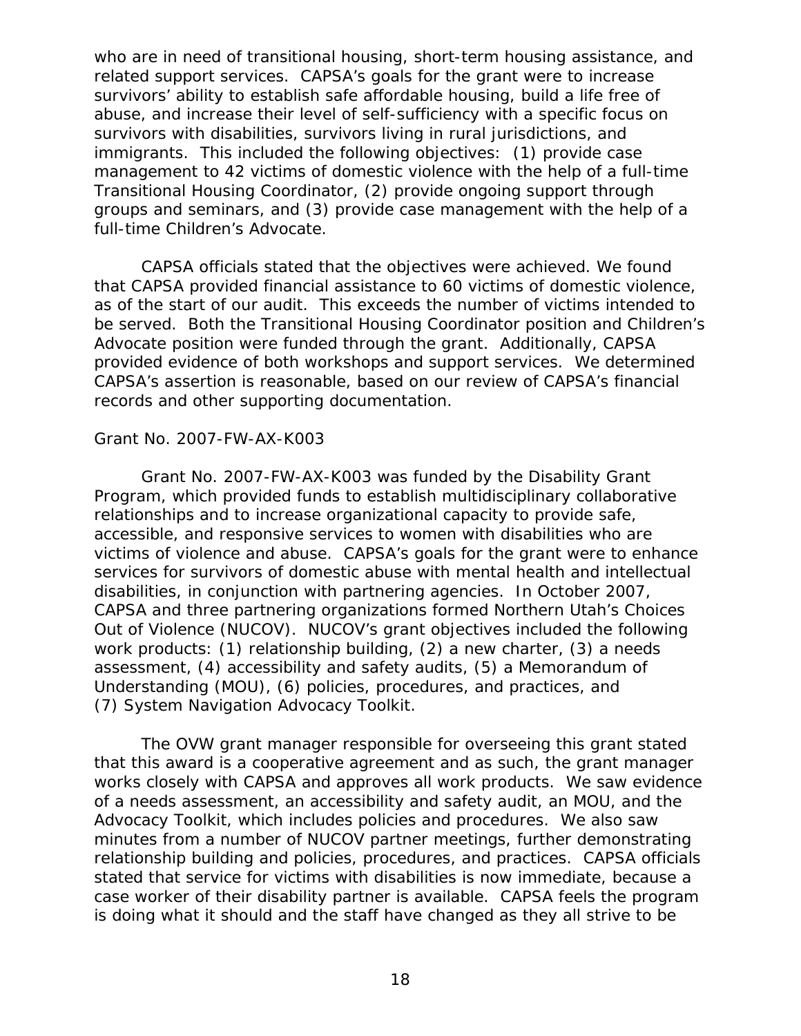who are in need of transitional housing, short-term housing assistance, and related support services. CAPSA's goals for the grant were to increase survivors' ability to establish safe affordable housing, build a life free of abuse, and increase their level of self-sufficiency with a specific focus on survivors with disabilities, survivors living in rural jurisdictions, and immigrants. This included the following objectives: (1) provide case management to 42 victims of domestic violence with the help of a full-time Transitional Housing Coordinator, (2) provide ongoing support through groups and seminars, and (3) provide case management with the help of a full-time Children's Advocate.

CAPSA officials stated that the objectives were achieved. We found that CAPSA provided financial assistance to 60 victims of domestic violence, as of the start of our audit. This exceeds the number of victims intended to be served. Both the Transitional Housing Coordinator position and Children's Advocate position were funded through the grant. Additionally, CAPSA provided evidence of both workshops and support services. We determined CAPSA's assertion is reasonable, based on our review of CAPSA's financial records and other supporting documentation.

Grant No. 2007-FW-AX-K003

Grant No. 2007-FW-AX-K003 was funded by the Disability Grant Program, which provided funds to establish multidisciplinary collaborative relationships and to increase organizational capacity to provide safe, accessible, and responsive services to women with disabilities who are victims of violence and abuse. CAPSA's goals for the grant were to enhance services for survivors of domestic abuse with mental health and intellectual disabilities, in conjunction with partnering agencies. In October 2007, CAPSA and three partnering organizations formed Northern Utah's Choices Out of Violence (NUCOV). NUCOV's grant objectives included the following work products: (1) relationship building, (2) a new charter, (3) a needs assessment, (4) accessibility and safety audits, (5) a Memorandum of Understanding (MOU), (6) policies, procedures, and practices, and (7) System Navigation Advocacy Toolkit.

The OVW grant manager responsible for overseeing this grant stated that this award is a cooperative agreement and as such, the grant manager works closely with CAPSA and approves all work products. We saw evidence of a needs assessment, an accessibility and safety audit, an MOU, and the Advocacy Toolkit, which includes policies and procedures. We also saw minutes from a number of NUCOV partner meetings, further demonstrating relationship building and policies, procedures, and practices. CAPSA officials stated that service for victims with disabilities is now immediate, because a case worker of their disability partner is available. CAPSA feels the program is doing what it should and the staff have changed as they all strive to be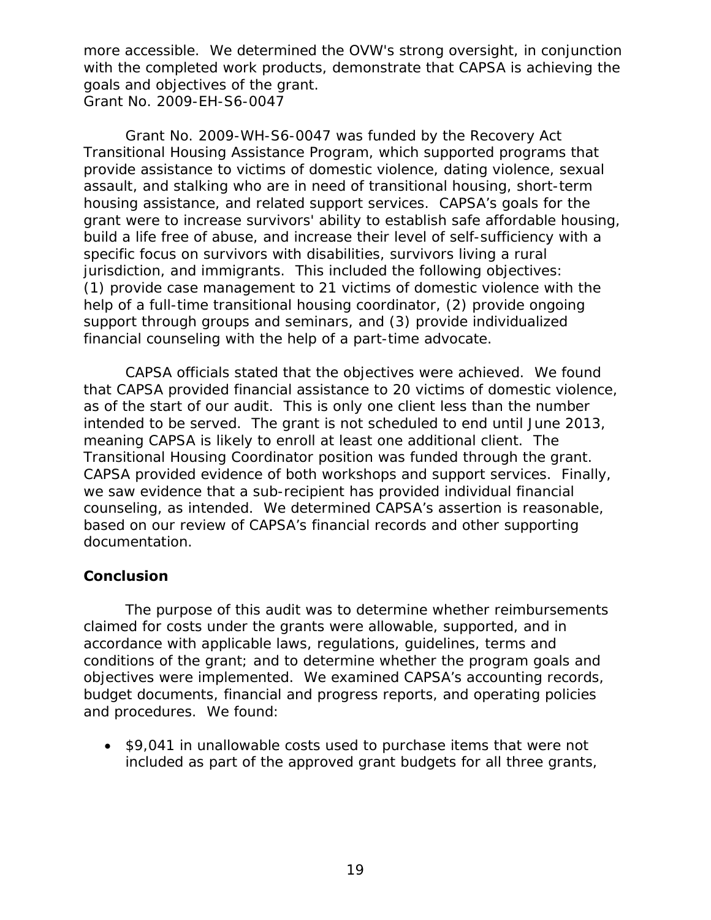more accessible. We determined the OVW's strong oversight, in conjunction with the completed work products, demonstrate that CAPSA is achieving the goals and objectives of the grant.

Grant No. 2009-EH-S6-0047

Grant No. 2009-WH-S6-0047 was funded by the Recovery Act Transitional Housing Assistance Program, which supported programs that provide assistance to victims of domestic violence, dating violence, sexual assault, and stalking who are in need of transitional housing, short-term housing assistance, and related support services. CAPSA's goals for the grant were to increase survivors' ability to establish safe affordable housing, build a life free of abuse, and increase their level of self-sufficiency with a specific focus on survivors with disabilities, survivors living a rural jurisdiction, and immigrants. This included the following objectives: (1) provide case management to 21 victims of domestic violence with the help of a full-time transitional housing coordinator, (2) provide ongoing support through groups and seminars, and (3) provide individualized financial counseling with the help of a part-time advocate.

CAPSA officials stated that the objectives were achieved. We found that CAPSA provided financial assistance to 20 victims of domestic violence, as of the start of our audit. This is only one client less than the number intended to be served. The grant is not scheduled to end until June 2013, meaning CAPSA is likely to enroll at least one additional client. The Transitional Housing Coordinator position was funded through the grant. CAPSA provided evidence of both workshops and support services. Finally, we saw evidence that a sub-recipient has provided individual financial counseling, as intended. We determined CAPSA's assertion is reasonable, based on our review of CAPSA's financial records and other supporting documentation.

### Conclusion

The purpose of this audit was to determine whether reimbursements claimed for costs under the grants were allowable, supported, and in accordance with applicable laws, regulations, guidelines, terms and conditions of the grant; and to determine whether the program goals and objectives were implemented. We examined CAPSA's accounting records, budget documents, financial and progress reports, and operating policies and procedures. We found:

- $9,041 in unallowable costs used to purchase items that were not included as part of the approved grant budgets for all three grants,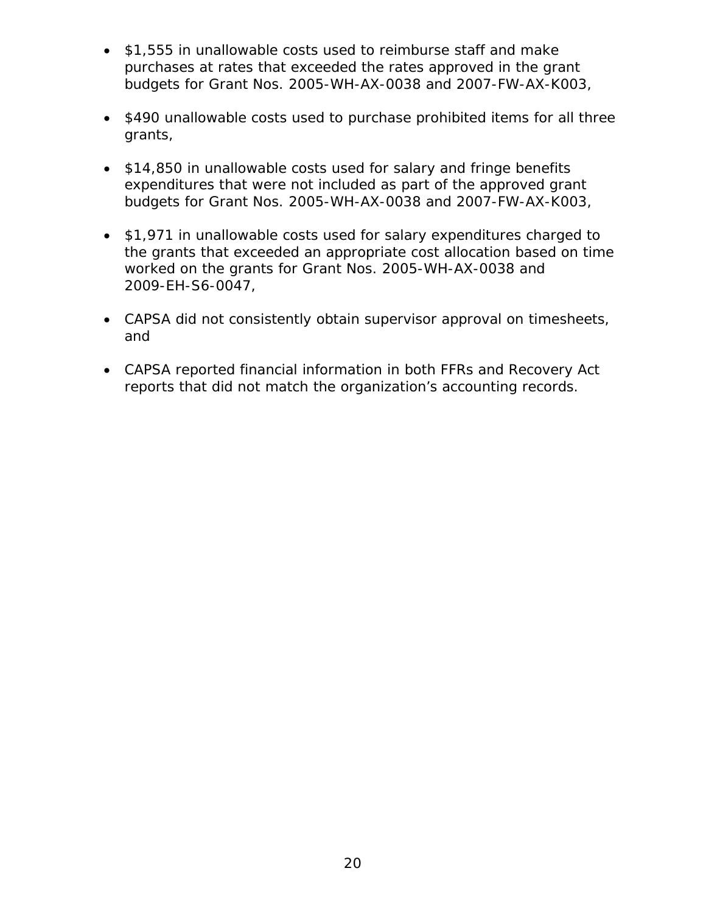- $1,555 in unallowable costs used to reimburse staff and make purchases at rates that exceeded the rates approved in the grant budgets for Grant Nos. 2005-WH-AX-0038 and 2007-FW-AX-K003,

- $490 unallowable costs used to purchase prohibited items for all three grants,

- $14,850 in unallowable costs used for salary and fringe benefits expenditures that were not included as part of the approved grant budgets for Grant Nos. 2005-WH-AX-0038 and 2007-FW-AX-K003,

- $1,971 in unallowable costs used for salary expenditures charged to the grants that exceeded an appropriate cost allocation based on time worked on the grants for Grant Nos. 2005-WH-AX-0038 and 2009-EH-S6-0047,

- CAPSA did not consistently obtain supervisor approval on timesheets, and

- CAPSA reported financial information in both FFRs and Recovery Act reports that did not match the organization's accounting records.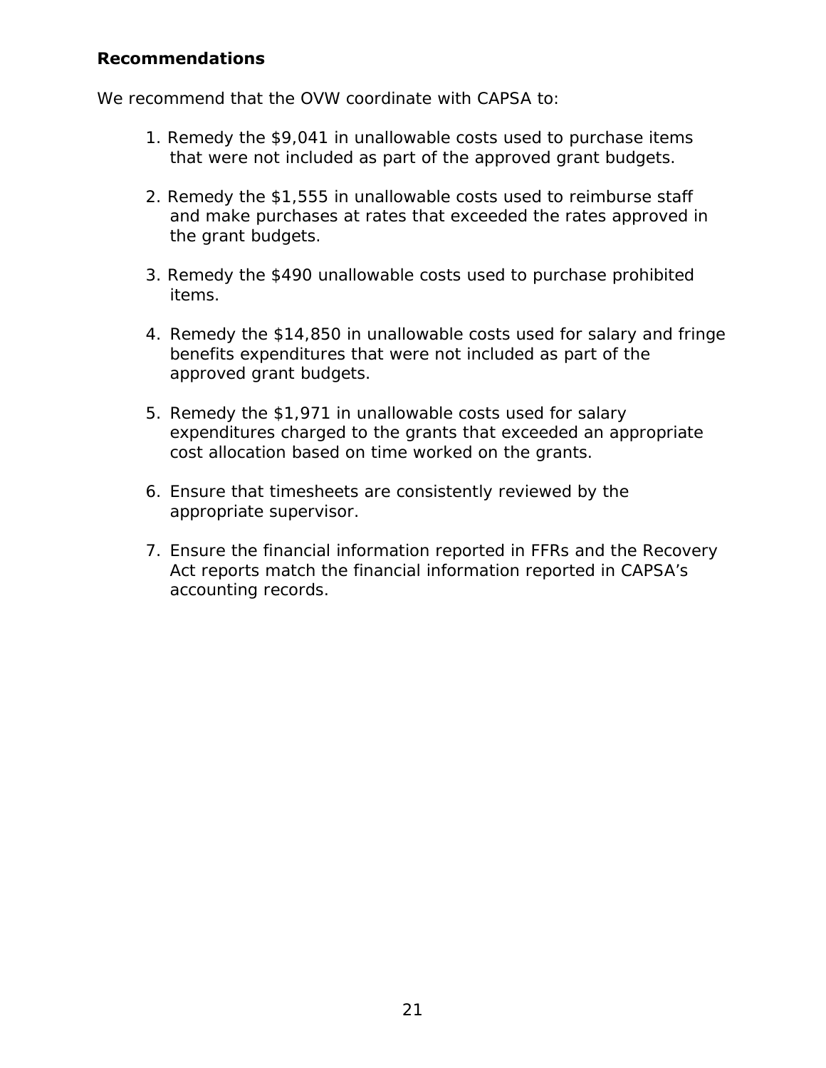**Recommendations**

We recommend that the OVW coordinate with CAPSA to:

1. Remedy the $9,041 in unallowable costs used to purchase items that were not included as part of the approved grant budgets.

2. Remedy the $1,555 in unallowable costs used to reimburse staff and make purchases at rates that exceeded the rates approved in the grant budgets.

3. Remedy the $490 unallowable costs used to purchase prohibited items.

4. Remedy the $14,850 in unallowable costs used for salary and fringe benefits expenditures that were not included as part of the approved grant budgets.

5. Remedy the $1,971 in unallowable costs used for salary expenditures charged to the grants that exceeded an appropriate cost allocation based on time worked on the grants.

6. Ensure that timesheets are consistently reviewed by the appropriate supervisor.

7. Ensure the financial information reported in FFRs and the Recovery Act reports match the financial information reported in CAPSA's accounting records.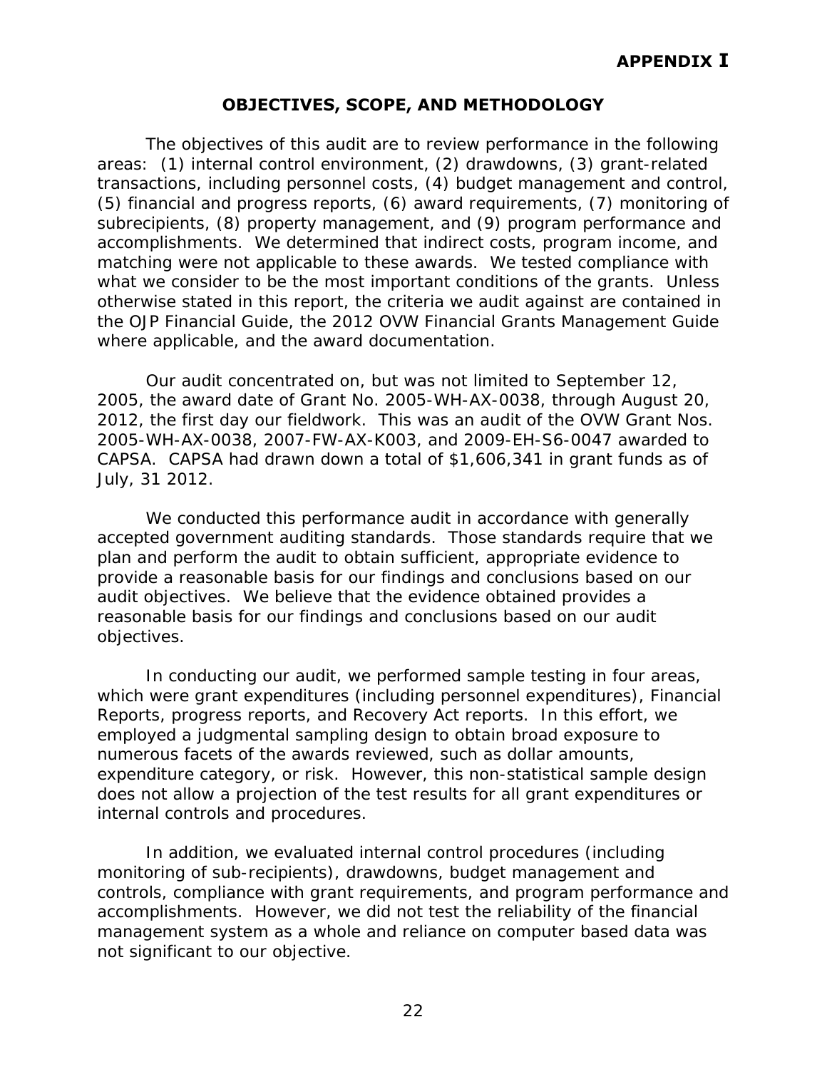## APPENDIX I

### OBJECTIVES, SCOPE, AND METHODOLOGY

The objectives of this audit are to review performance in the following areas: (1) internal control environment, (2) drawdowns, (3) grant-related transactions, including personnel costs, (4) budget management and control, (5) financial and progress reports, (6) award requirements, (7) monitoring of subrecipients, (8) property management, and (9) program performance and accomplishments. We determined that indirect costs, program income, and matching were not applicable to these awards. We tested compliance with what we consider to be the most important conditions of the grants. Unless otherwise stated in this report, the criteria we audit against are contained in the OJP Financial Guide, the 2012 OVW Financial Grants Management Guide where applicable, and the award documentation.

Our audit concentrated on, but was not limited to September 12, 2005, the award date of Grant No. 2005-WH-AX-0038, through August 20, 2012, the first day our fieldwork. This was an audit of the OVW Grant Nos. 2005-WH-AX-0038, 2007-FW-AX-K003, and 2009-EH-S6-0047 awarded to CAPSA. CAPSA had drawn down a total of $1,606,341 in grant funds as of July, 31 2012.

We conducted this performance audit in accordance with generally accepted government auditing standards. Those standards require that we plan and perform the audit to obtain sufficient, appropriate evidence to provide a reasonable basis for our findings and conclusions based on our audit objectives. We believe that the evidence obtained provides a reasonable basis for our findings and conclusions based on our audit objectives.

In conducting our audit, we performed sample testing in four areas, which were grant expenditures (including personnel expenditures), Financial Reports, progress reports, and Recovery Act reports. In this effort, we employed a judgmental sampling design to obtain broad exposure to numerous facets of the awards reviewed, such as dollar amounts, expenditure category, or risk. However, this non-statistical sample design does not allow a projection of the test results for all grant expenditures or internal controls and procedures.

In addition, we evaluated internal control procedures (including monitoring of sub-recipients), drawdowns, budget management and controls, compliance with grant requirements, and program performance and accomplishments. However, we did not test the reliability of the financial management system as a whole and reliance on computer based data was not significant to our objective.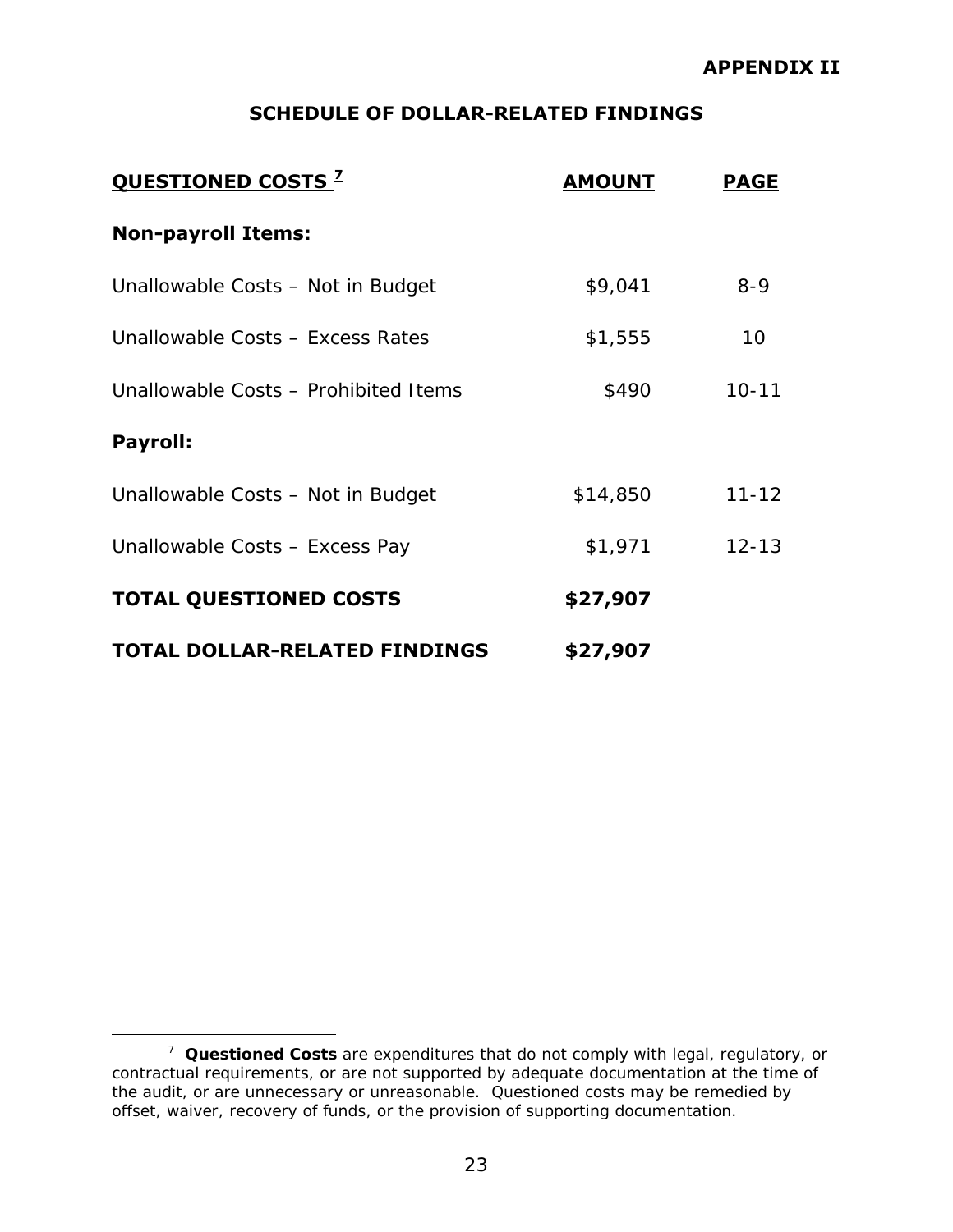**APPENDIX II**

## SCHEDULE OF DOLLAR-RELATED FINDINGS

| QUESTIONED COSTS [7] | AMOUNT | PAGE |
|---|---|---|
| **Non-payroll Items:** | | |
| Unallowable Costs – Not in Budget | $9,041 | 8-9 |
| Unallowable Costs – Excess Rates | $1,555 | 10 |
| Unallowable Costs – Prohibited Items | $490 | 10-11 |
| **Payroll:** | | |
| Unallowable Costs – Not in Budget | $14,850 | 11-12 |
| Unallowable Costs – Excess Pay | $1,971 | 12-13 |
| **TOTAL QUESTIONED COSTS** | **$27,907** | |
| **TOTAL DOLLAR-RELATED FINDINGS** | **$27,907** | |

[7] **Questioned Costs** are expenditures that do not comply with legal, regulatory, or contractual requirements, or are not supported by adequate documentation at the time of the audit, or are unnecessary or unreasonable. Questioned costs may be remedied by offset, waiver, recovery of funds, or the provision of supporting documentation.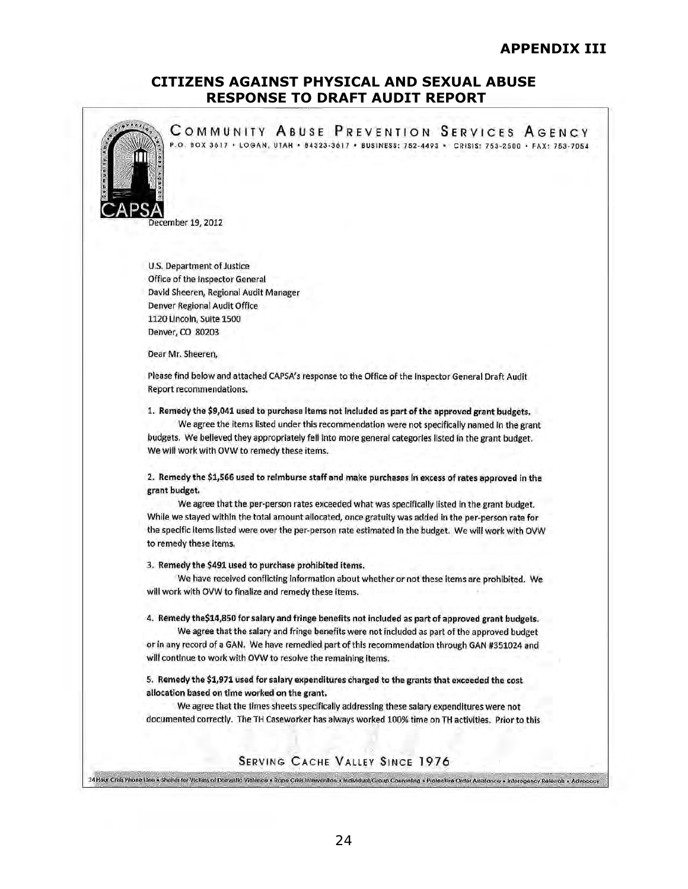## APPENDIX III

## CITIZENS AGAINST PHYSICAL AND SEXUAL ABUSE RESPONSE TO DRAFT AUDIT REPORT

COMMUNITY ABUSE PREVENTION SERVICES AGENCY

P.O. BOX 3617 • LOGAN, UTAH • 84323-3617 • BUSINESS: 752-4493 • CRISIS: 753-2500 • FAX: 753-7054

CAPSA

December 19, 2012

U.S. Department of Justice
Office of the Inspector General
David Sheeren, Regional Audit Manager
Denver Regional Audit Office
1120 Lincoln, Suite 1500
Denver, CO 80203

Dear Mr. Sheeren,

Please find below and attached CAPSA's response to the Office of the Inspector General Draft Audit Report recommendations.

1. **Remedy the $9,041 used to purchase items not included as part of the approved grant budgets.**

   We agree the items listed under this recommendation were not specifically named in the grant budgets. We believed they appropriately fell into more general categories listed in the grant budget. We will work with OVW to remedy these items.

2. **Remedy the $1,566 used to reimburse staff and make purchases in excess of rates approved in the grant budget.**

   We agree that the per-person rates exceeded what was specifically listed in the grant budget. While we stayed within the total amount allocated, once gratuity was added in the per-person rate for the specific items listed were over the per-person rate estimated in the budget. We will work with OVW to remedy these items.

3. **Remedy the $491 used to purchase prohibited items.**

   We have received conflicting information about whether or not these items are prohibited. We will work with OVW to finalize and remedy these items.

4. **Remedy the$14,850 for salary and fringe benefits not included as part of approved grant budgets.**

   We agree that the salary and fringe benefits were not included as part of the approved budget or in any record of a GAN. We have remedied part of this recommendation through GAN #351024 and will continue to work with OVW to resolve the remaining items.

5. **Remedy the $1,971 used for salary expenditures charged to the grants that exceeded the cost allocation based on time worked on the grant.**

   We agree that the times sheets specifically addressing these salary expenditures were not documented correctly. The TH Caseworker has always worked 100% time on TH activities. Prior to this

SERVING CACHE VALLEY SINCE 1976

24 Hour Crisis Phone Line • Shelter for Victims of Domestic Violence • Rape Crisis Intervention • Individual/Group Counseling • Protective Order Assistance • Interagency Referrals • Advocacy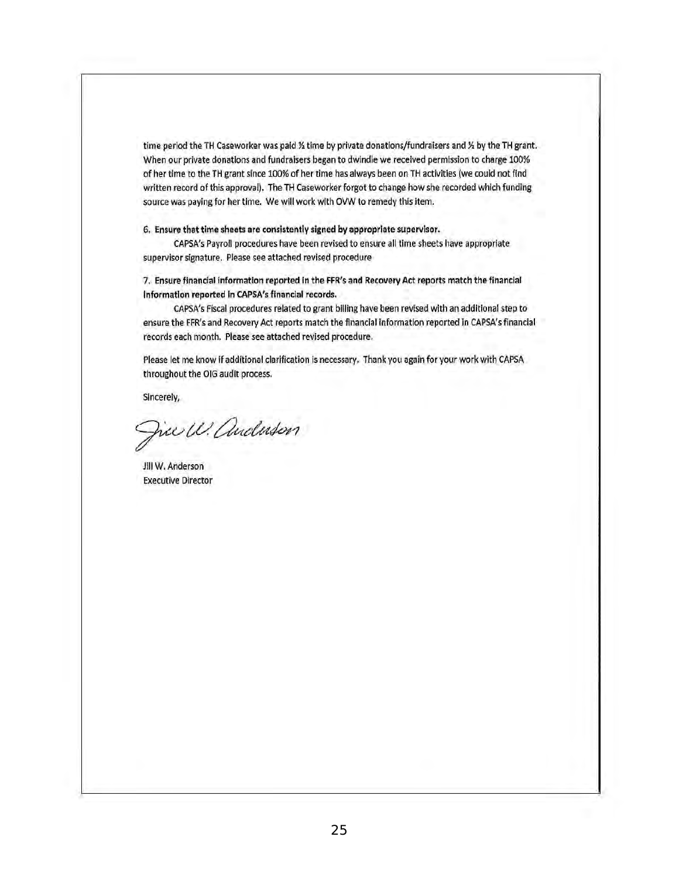time period the TH Caseworker was paid ½ time by private donations/fundraisers and ½ by the TH grant. When our private donations and fundraisers began to dwindle we received permission to charge 100% of her time to the TH grant since 100% of her time has always been on TH activities (we could not find written record of this approval). The TH Caseworker forgot to change how she recorded which funding source was paying for her time. We will work with OVW to remedy this item.

**6. Ensure that time sheets are consistently signed by appropriate supervisor.**

CAPSA's Payroll procedures have been revised to ensure all time sheets have appropriate supervisor signature. Please see attached revised procedure

**7. Ensure financial information reported in the FFR's and Recovery Act reports match the financial information reported in CAPSA's financial records.**

CAPSA's Fiscal procedures related to grant billing have been revised with an additional step to ensure the FFR's and Recovery Act reports match the financial information reported in CAPSA's financial records each month. Please see attached revised procedure.

Please let me know if additional clarification is necessary. Thank you again for your work with CAPSA throughout the OIG audit process.

Sincerely,

Jill W. Anderson

Jill W. Anderson
Executive Director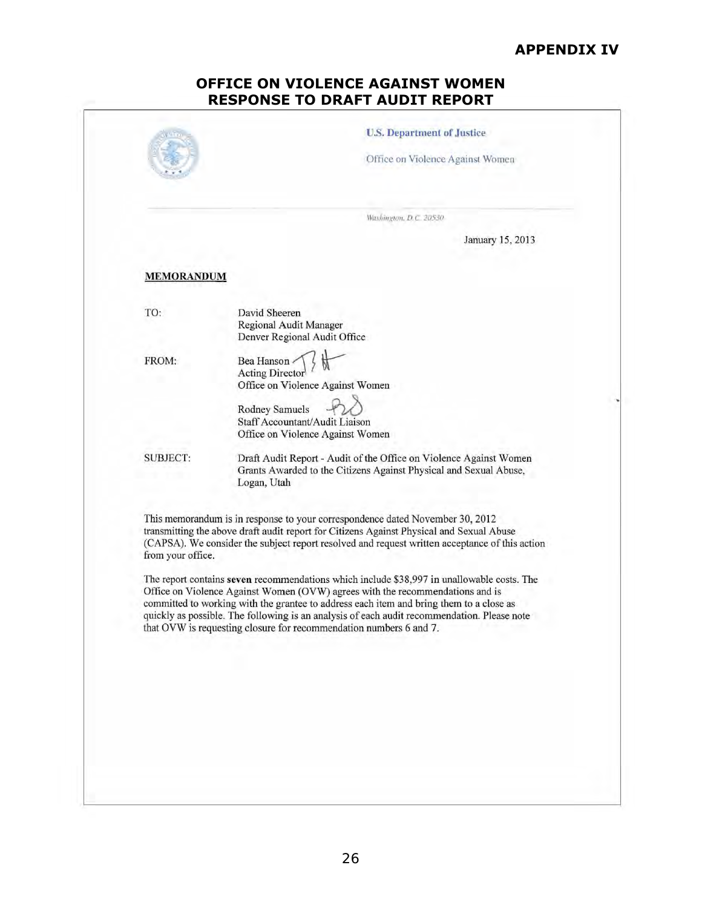## APPENDIX IV

### OFFICE ON VIOLENCE AGAINST WOMEN RESPONSE TO DRAFT AUDIT REPORT

U.S. Department of Justice

Office on Violence Against Women

*Washington, D.C. 20530*

January 15, 2013

**MEMORANDUM**

TO: David Sheeren
Regional Audit Manager
Denver Regional Audit Office

FROM: Bea Hanson
Acting Director
Office on Violence Against Women

Rodney Samuels
Staff Accountant/Audit Liaison
Office on Violence Against Women

SUBJECT: Draft Audit Report - Audit of the Office on Violence Against Women Grants Awarded to the Citizens Against Physical and Sexual Abuse, Logan, Utah

This memorandum is in response to your correspondence dated November 30, 2012 transmitting the above draft audit report for Citizens Against Physical and Sexual Abuse (CAPSA). We consider the subject report resolved and request written acceptance of this action from your office.

The report contains **seven** recommendations which include $38,997 in unallowable costs. The Office on Violence Against Women (OVW) agrees with the recommendations and is committed to working with the grantee to address each item and bring them to a close as quickly as possible. The following is an analysis of each audit recommendation. Please note that OVW is requesting closure for recommendation numbers 6 and 7.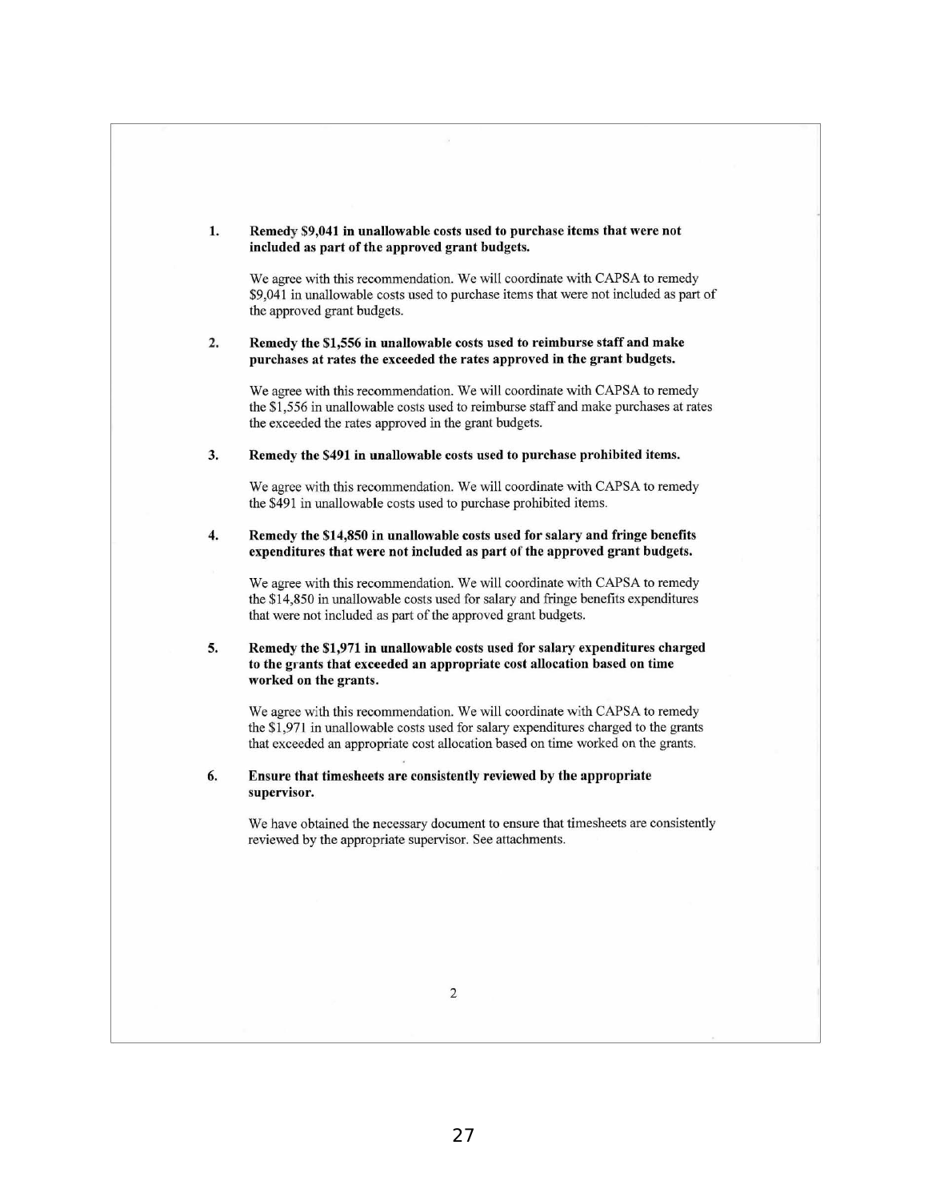1. **Remedy \$9,041 in unallowable costs used to purchase items that were not included as part of the approved grant budgets.**

   We agree with this recommendation. We will coordinate with CAPSA to remedy \$9,041 in unallowable costs used to purchase items that were not included as part of the approved grant budgets.

2. **Remedy the \$1,556 in unallowable costs used to reimburse staff and make purchases at rates the exceeded the rates approved in the grant budgets.**

   We agree with this recommendation. We will coordinate with CAPSA to remedy the \$1,556 in unallowable costs used to reimburse staff and make purchases at rates the exceeded the rates approved in the grant budgets.

3. **Remedy the \$491 in unallowable costs used to purchase prohibited items.**

   We agree with this recommendation. We will coordinate with CAPSA to remedy the \$491 in unallowable costs used to purchase prohibited items.

4. **Remedy the \$14,850 in unallowable costs used for salary and fringe benefits expenditures that were not included as part of the approved grant budgets.**

   We agree with this recommendation. We will coordinate with CAPSA to remedy the \$14,850 in unallowable costs used for salary and fringe benefits expenditures that were not included as part of the approved grant budgets.

5. **Remedy the \$1,971 in unallowable costs used for salary expenditures charged to the grants that exceeded an appropriate cost allocation based on time worked on the grants.**

   We agree with this recommendation. We will coordinate with CAPSA to remedy the \$1,971 in unallowable costs used for salary expenditures charged to the grants that exceeded an appropriate cost allocation based on time worked on the grants.

6. **Ensure that timesheets are consistently reviewed by the appropriate supervisor.**

   We have obtained the necessary document to ensure that timesheets are consistently reviewed by the appropriate supervisor. See attachments.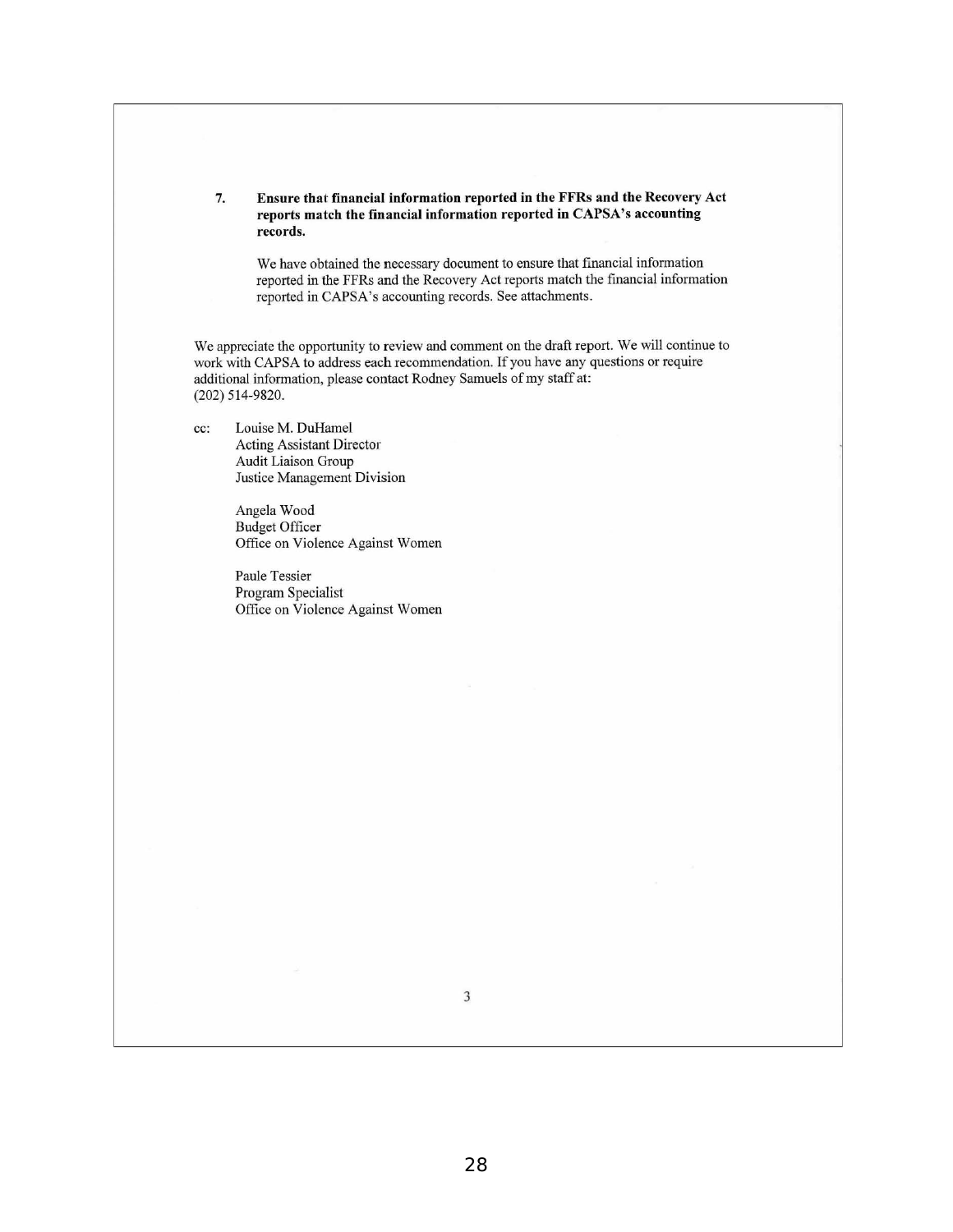7. **Ensure that financial information reported in the FFRs and the Recovery Act reports match the financial information reported in CAPSA's accounting records.**

   We have obtained the necessary document to ensure that financial information reported in the FFRs and the Recovery Act reports match the financial information reported in CAPSA's accounting records. See attachments.

We appreciate the opportunity to review and comment on the draft report. We will continue to work with CAPSA to address each recommendation. If you have any questions or require additional information, please contact Rodney Samuels of my staff at: (202) 514-9820.

cc: Louise M. DuHamel
Acting Assistant Director
Audit Liaison Group
Justice Management Division

Angela Wood
Budget Officer
Office on Violence Against Women

Paule Tessier
Program Specialist
Office on Violence Against Women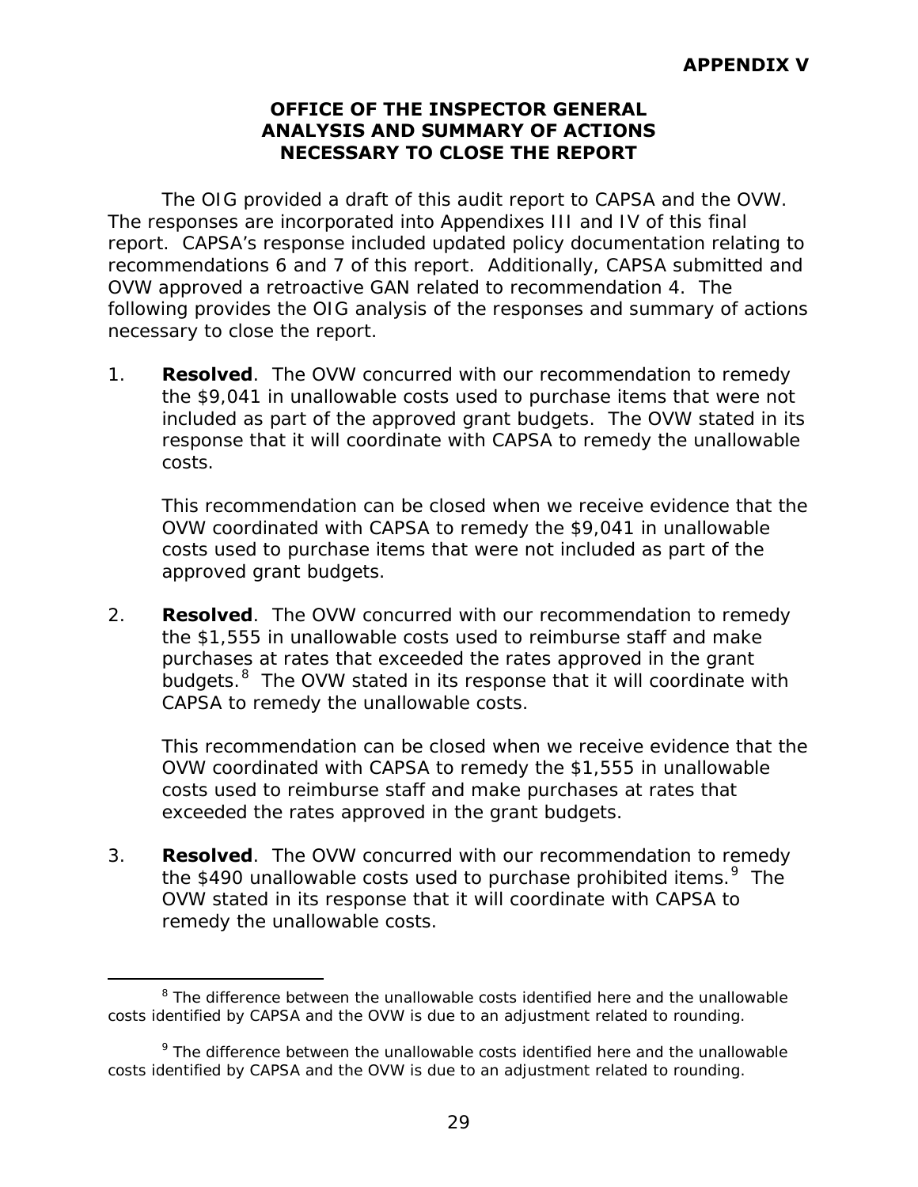**APPENDIX V**

# OFFICE OF THE INSPECTOR GENERAL ANALYSIS AND SUMMARY OF ACTIONS NECESSARY TO CLOSE THE REPORT

The OIG provided a draft of this audit report to CAPSA and the OVW. The responses are incorporated into Appendixes III and IV of this final report. CAPSA's response included updated policy documentation relating to recommendations 6 and 7 of this report. Additionally, CAPSA submitted and OVW approved a retroactive GAN related to recommendation 4. The following provides the OIG analysis of the responses and summary of actions necessary to close the report.

1. **Resolved**. The OVW concurred with our recommendation to remedy the $9,041 in unallowable costs used to purchase items that were not included as part of the approved grant budgets. The OVW stated in its response that it will coordinate with CAPSA to remedy the unallowable costs.

   This recommendation can be closed when we receive evidence that the OVW coordinated with CAPSA to remedy the $9,041 in unallowable costs used to purchase items that were not included as part of the approved grant budgets.

2. **Resolved**. The OVW concurred with our recommendation to remedy the $1,555 in unallowable costs used to reimburse staff and make purchases at rates that exceeded the rates approved in the grant budgets.[8] The OVW stated in its response that it will coordinate with CAPSA to remedy the unallowable costs.

   This recommendation can be closed when we receive evidence that the OVW coordinated with CAPSA to remedy the $1,555 in unallowable costs used to reimburse staff and make purchases at rates that exceeded the rates approved in the grant budgets.

3. **Resolved**. The OVW concurred with our recommendation to remedy the $490 unallowable costs used to purchase prohibited items.[9] The OVW stated in its response that it will coordinate with CAPSA to remedy the unallowable costs.

---

[8] The difference between the unallowable costs identified here and the unallowable costs identified by CAPSA and the OVW is due to an adjustment related to rounding.

[9] The difference between the unallowable costs identified here and the unallowable costs identified by CAPSA and the OVW is due to an adjustment related to rounding.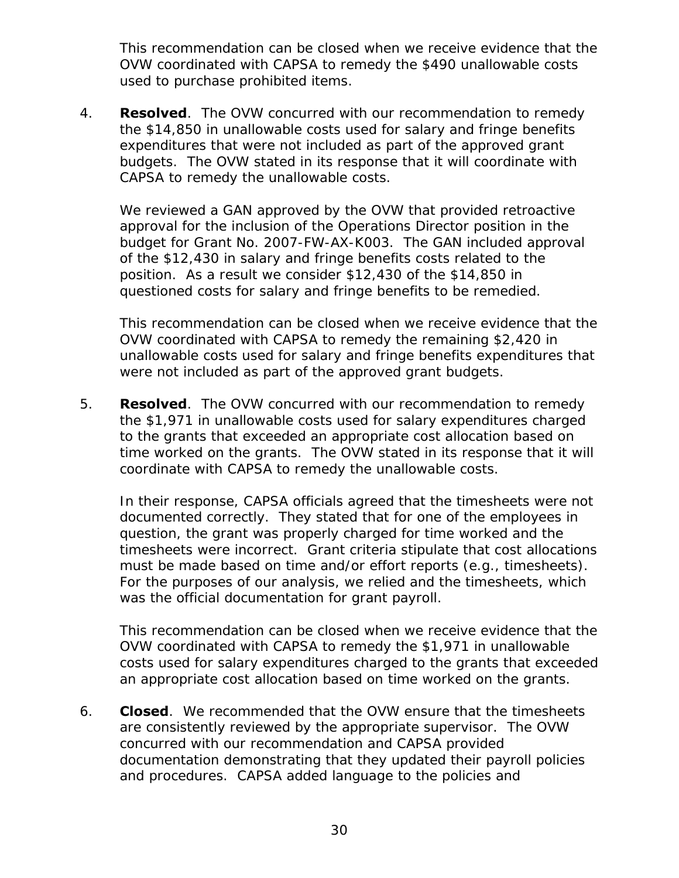This recommendation can be closed when we receive evidence that the OVW coordinated with CAPSA to remedy the $490 unallowable costs used to purchase prohibited items.

4. **Resolved**. The OVW concurred with our recommendation to remedy the $14,850 in unallowable costs used for salary and fringe benefits expenditures that were not included as part of the approved grant budgets. The OVW stated in its response that it will coordinate with CAPSA to remedy the unallowable costs.

   We reviewed a GAN approved by the OVW that provided retroactive approval for the inclusion of the Operations Director position in the budget for Grant No. 2007-FW-AX-K003. The GAN included approval of the $12,430 in salary and fringe benefits costs related to the position. As a result we consider $12,430 of the $14,850 in questioned costs for salary and fringe benefits to be remedied.

   This recommendation can be closed when we receive evidence that the OVW coordinated with CAPSA to remedy the remaining $2,420 in unallowable costs used for salary and fringe benefits expenditures that were not included as part of the approved grant budgets.

5. **Resolved**. The OVW concurred with our recommendation to remedy the $1,971 in unallowable costs used for salary expenditures charged to the grants that exceeded an appropriate cost allocation based on time worked on the grants. The OVW stated in its response that it will coordinate with CAPSA to remedy the unallowable costs.

   In their response, CAPSA officials agreed that the timesheets were not documented correctly. They stated that for one of the employees in question, the grant was properly charged for time worked and the timesheets were incorrect. Grant criteria stipulate that cost allocations must be made based on time and/or effort reports (e.g., timesheets). For the purposes of our analysis, we relied and the timesheets, which was the official documentation for grant payroll.

   This recommendation can be closed when we receive evidence that the OVW coordinated with CAPSA to remedy the $1,971 in unallowable costs used for salary expenditures charged to the grants that exceeded an appropriate cost allocation based on time worked on the grants.

6. **Closed**. We recommended that the OVW ensure that the timesheets are consistently reviewed by the appropriate supervisor. The OVW concurred with our recommendation and CAPSA provided documentation demonstrating that they updated their payroll policies and procedures. CAPSA added language to the policies and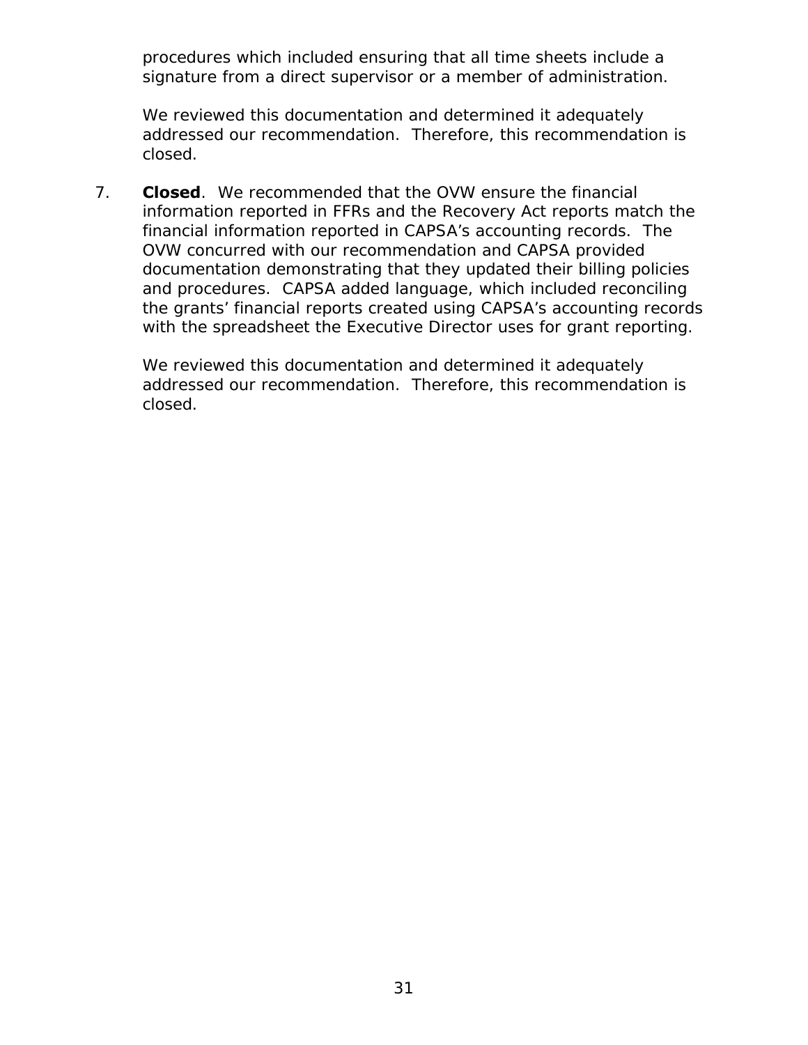procedures which included ensuring that all time sheets include a signature from a direct supervisor or a member of administration.

We reviewed this documentation and determined it adequately addressed our recommendation. Therefore, this recommendation is closed.

7. **Closed**. We recommended that the OVW ensure the financial information reported in FFRs and the Recovery Act reports match the financial information reported in CAPSA's accounting records. The OVW concurred with our recommendation and CAPSA provided documentation demonstrating that they updated their billing policies and procedures. CAPSA added language, which included reconciling the grants' financial reports created using CAPSA's accounting records with the spreadsheet the Executive Director uses for grant reporting.

   We reviewed this documentation and determined it adequately addressed our recommendation. Therefore, this recommendation is closed.